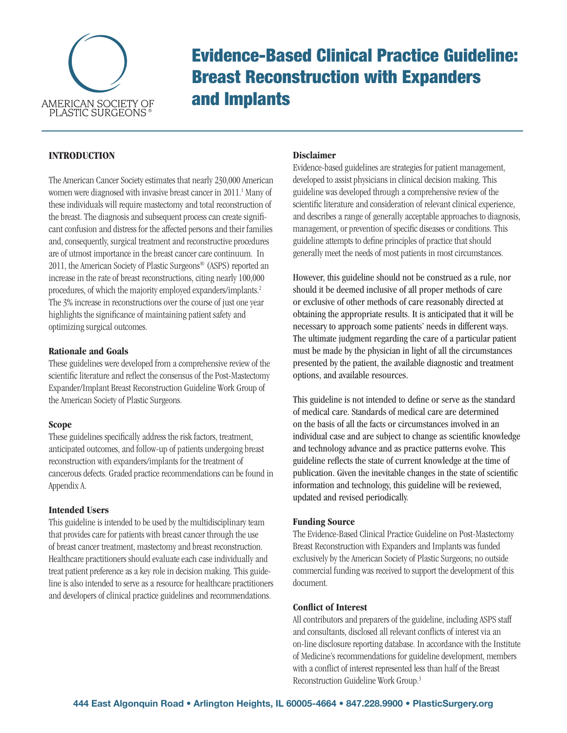AMERICAN SOCIETY OF PLASTIC SURGEONS®

# Evidence-Based Clinical Practice Guideline: Breast Reconstruction with Expanders and Implants

## INTRODUCTION

The American Cancer Society estimates that nearly 230,000 American women were diagnosed with invasive breast cancer in 2011.[1] Many of these individuals will require mastectomy and total reconstruction of the breast. The diagnosis and subsequent process can create significant confusion and distress for the affected persons and their families and, consequently, surgical treatment and reconstructive procedures are of utmost importance in the breast cancer care continuum. In 2011, the American Society of Plastic Surgeons® (ASPS) reported an increase in the rate of breast reconstructions, citing nearly 100,000 procedures, of which the majority employed expanders/implants.[2] The 3% increase in reconstructions over the course of just one year highlights the significance of maintaining patient safety and optimizing surgical outcomes.

### Rationale and Goals

These guidelines were developed from a comprehensive review of the scientific literature and reflect the consensus of the Post-Mastectomy Expander/Implant Breast Reconstruction Guideline Work Group of the American Society of Plastic Surgeons.

### Scope

These guidelines specifically address the risk factors, treatment, anticipated outcomes, and follow-up of patients undergoing breast reconstruction with expanders/implants for the treatment of cancerous defects. Graded practice recommendations can be found in Appendix A.

### Intended Users

This guideline is intended to be used by the multidisciplinary team that provides care for patients with breast cancer through the use of breast cancer treatment, mastectomy and breast reconstruction. Healthcare practitioners should evaluate each case individually and treat patient preference as a key role in decision making. This guideline is also intended to serve as a resource for healthcare practitioners and developers of clinical practice guidelines and recommendations.

### Disclaimer

Evidence-based guidelines are strategies for patient management, developed to assist physicians in clinical decision making. This guideline was developed through a comprehensive review of the scientific literature and consideration of relevant clinical experience, and describes a range of generally acceptable approaches to diagnosis, management, or prevention of specific diseases or conditions. This guideline attempts to define principles of practice that should generally meet the needs of most patients in most circumstances.

However, this guideline should not be construed as a rule, nor should it be deemed inclusive of all proper methods of care or exclusive of other methods of care reasonably directed at obtaining the appropriate results. It is anticipated that it will be necessary to approach some patients' needs in different ways. The ultimate judgment regarding the care of a particular patient must be made by the physician in light of all the circumstances presented by the patient, the available diagnostic and treatment options, and available resources.

This guideline is not intended to define or serve as the standard of medical care. Standards of medical care are determined on the basis of all the facts or circumstances involved in an individual case and are subject to change as scientific knowledge and technology advance and as practice patterns evolve. This guideline reflects the state of current knowledge at the time of publication. Given the inevitable changes in the state of scientific information and technology, this guideline will be reviewed, updated and revised periodically.

### Funding Source

The Evidence-Based Clinical Practice Guideline on Post-Mastectomy Breast Reconstruction with Expanders and Implants was funded exclusively by the American Society of Plastic Surgeons; no outside commercial funding was received to support the development of this document.

### Conflict of Interest

All contributors and preparers of the guideline, including ASPS staff and consultants, disclosed all relevant conflicts of interest via an on-line disclosure reporting database. In accordance with the Institute of Medicine's recommendations for guideline development, members with a conflict of interest represented less than half of the Breast Reconstruction Guideline Work Group.[3]

444 East Algonquin Road • Arlington Heights, IL 60005-4664 • 847.228.9900 • PlasticSurgery.org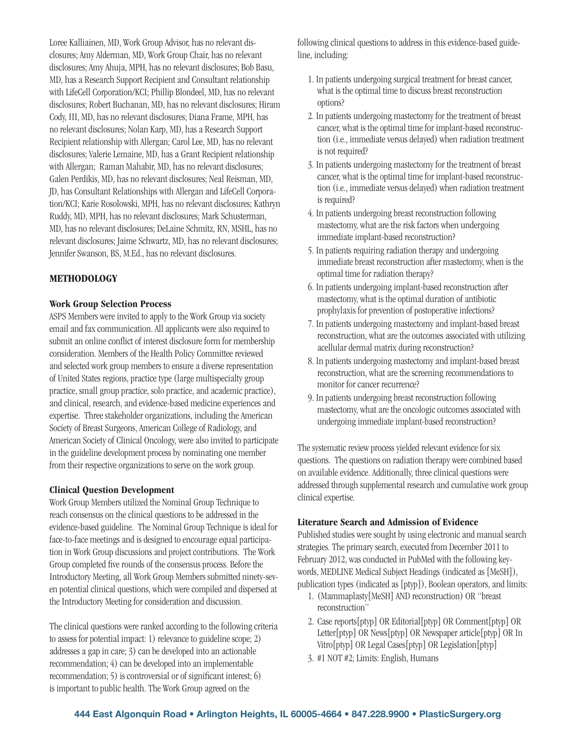Loree Kalliainen, MD, Work Group Advisor, has no relevant disclosures; Amy Alderman, MD, Work Group Chair, has no relevant disclosures; Amy Ahuja, MPH, has no relevant disclosures; Bob Basu, MD, has a Research Support Recipient and Consultant relationship with LifeCell Corporation/KCI; Phillip Blondeel, MD, has no relevant disclosures; Robert Buchanan, MD, has no relevant disclosures; Hiram Cody, III, MD, has no relevant disclosures; Diana Frame, MPH, has no relevant disclosures; Nolan Karp, MD, has a Research Support Recipient relationship with Allergan; Carol Lee, MD, has no relevant disclosures; Valerie Lemaine, MD, has a Grant Recipient relationship with Allergan; Raman Mahabir, MD, has no relevant disclosures; Galen Perdikis, MD, has no relevant disclosures; Neal Reisman, MD, JD, has Consultant Relationships with Allergan and LifeCell Corporation/KCI; Karie Rosolowski, MPH, has no relevant disclosures; Kathryn Ruddy, MD, MPH, has no relevant disclosures; Mark Schusterman, MD, has no relevant disclosures; DeLaine Schmitz, RN, MSHL, has no relevant disclosures; Jaime Schwartz, MD, has no relevant disclosures; Jennifer Swanson, BS, M.Ed., has no relevant disclosures.

## METHODOLOGY

### Work Group Selection Process

ASPS Members were invited to apply to the Work Group via society email and fax communication. All applicants were also required to submit an online conflict of interest disclosure form for membership consideration. Members of the Health Policy Committee reviewed and selected work group members to ensure a diverse representation of United States regions, practice type (large multispecialty group practice, small group practice, solo practice, and academic practice), and clinical, research, and evidence-based medicine experiences and expertise. Three stakeholder organizations, including the American Society of Breast Surgeons, American College of Radiology, and American Society of Clinical Oncology, were also invited to participate in the guideline development process by nominating one member from their respective organizations to serve on the work group.

### Clinical Question Development

Work Group Members utilized the Nominal Group Technique to reach consensus on the clinical questions to be addressed in the evidence-based guideline. The Nominal Group Technique is ideal for face-to-face meetings and is designed to encourage equal participation in Work Group discussions and project contributions. The Work Group completed five rounds of the consensus process. Before the Introductory Meeting, all Work Group Members submitted ninety-seven potential clinical questions, which were compiled and dispersed at the Introductory Meeting for consideration and discussion.

The clinical questions were ranked according to the following criteria to assess for potential impact: 1) relevance to guideline scope; 2) addresses a gap in care; 3) can be developed into an actionable recommendation; 4) can be developed into an implementable recommendation; 5) is controversial or of significant interest; 6) is important to public health. The Work Group agreed on the following clinical questions to address in this evidence-based guideline, including:

1. In patients undergoing surgical treatment for breast cancer, what is the optimal time to discuss breast reconstruction options?
2. In patients undergoing mastectomy for the treatment of breast cancer, what is the optimal time for implant-based reconstruction (i.e., immediate versus delayed) when radiation treatment is not required?
3. In patients undergoing mastectomy for the treatment of breast cancer, what is the optimal time for implant-based reconstruction (i.e., immediate versus delayed) when radiation treatment is required?
4. In patients undergoing breast reconstruction following mastectomy, what are the risk factors when undergoing immediate implant-based reconstruction?
5. In patients requiring radiation therapy and undergoing immediate breast reconstruction after mastectomy, when is the optimal time for radiation therapy?
6. In patients undergoing implant-based reconstruction after mastectomy, what is the optimal duration of antibiotic prophylaxis for prevention of postoperative infections?
7. In patients undergoing mastectomy and implant-based breast reconstruction, what are the outcomes associated with utilizing acellular dermal matrix during reconstruction?
8. In patients undergoing mastectomy and implant-based breast reconstruction, what are the screening recommendations to monitor for cancer recurrence?
9. In patients undergoing breast reconstruction following mastectomy, what are the oncologic outcomes associated with undergoing immediate implant-based reconstruction?

The systematic review process yielded relevant evidence for six questions. The questions on radiation therapy were combined based on available evidence. Additionally, three clinical questions were addressed through supplemental research and cumulative work group clinical expertise.

### Literature Search and Admission of Evidence

Published studies were sought by using electronic and manual search strategies. The primary search, executed from December 2011 to February 2012, was conducted in PubMed with the following keywords, MEDLINE Medical Subject Headings (indicated as [MeSH]), publication types (indicated as [ptyp]), Boolean operators, and limits:

1. (Mammaplasty[MeSH] AND reconstruction) OR "breast reconstruction"
2. Case reports[ptyp] OR Editorial[ptyp] OR Comment[ptyp] OR Letter[ptyp] OR News[ptyp] OR Newspaper article[ptyp] OR In Vitro[ptyp] OR Legal Cases[ptyp] OR Legislation[ptyp]
3. #1 NOT #2; Limits: English, Humans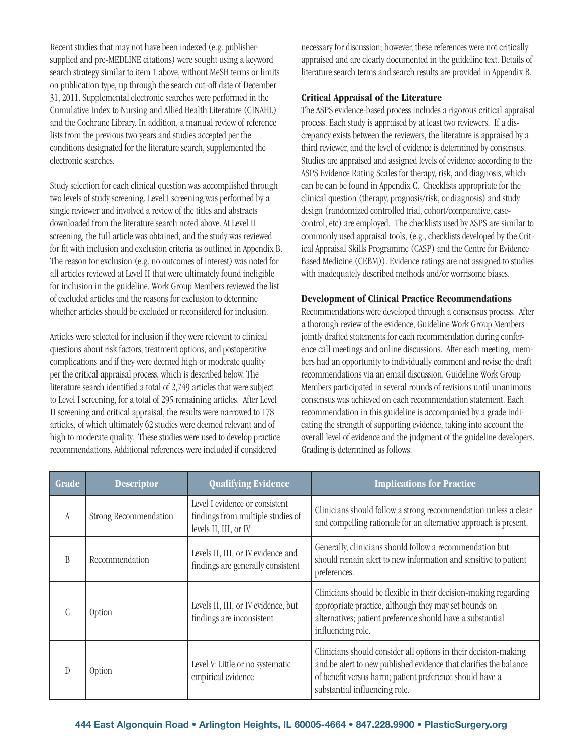Recent studies that may not have been indexed (e.g. publisher-supplied and pre-MEDLINE citations) were sought using a keyword search strategy similar to item 1 above, without MeSH terms or limits on publication type, up through the search cut-off date of December 31, 2011. Supplemental electronic searches were performed in the Cumulative Index to Nursing and Allied Health Literature (CINAHL) and the Cochrane Library. In addition, a manual review of reference lists from the previous two years and studies accepted per the conditions designated for the literature search, supplemented the electronic searches.

Study selection for each clinical question was accomplished through two levels of study screening. Level I screening was performed by a single reviewer and involved a review of the titles and abstracts downloaded from the literature search noted above. At Level II screening, the full article was obtained, and the study was reviewed for fit with inclusion and exclusion criteria as outlined in Appendix B. The reason for exclusion (e.g. no outcomes of interest) was noted for all articles reviewed at Level II that were ultimately found ineligible for inclusion in the guideline. Work Group Members reviewed the list of excluded articles and the reasons for exclusion to determine whether articles should be excluded or reconsidered for inclusion.

Articles were selected for inclusion if they were relevant to clinical questions about risk factors, treatment options, and postoperative complications and if they were deemed high or moderate quality per the critical appraisal process, which is described below. The literature search identified a total of 2,749 articles that were subject to Level I screening, for a total of 295 remaining articles. After Level II screening and critical appraisal, the results were narrowed to 178 articles, of which ultimately 62 studies were deemed relevant and of high to moderate quality. These studies were used to develop practice recommendations. Additional references were included if considered necessary for discussion; however, these references were not critically appraised and are clearly documented in the guideline text. Details of literature search terms and search results are provided in Appendix B.

### Critical Appraisal of the Literature

The ASPS evidence-based process includes a rigorous critical appraisal process. Each study is appraised by at least two reviewers. If a discrepancy exists between the reviewers, the literature is appraised by a third reviewer, and the level of evidence is determined by consensus. Studies are appraised and assigned levels of evidence according to the ASPS Evidence Rating Scales for therapy, risk, and diagnosis, which can be can be found in Appendix C. Checklists appropriate for the clinical question (therapy, prognosis/risk, or diagnosis) and study design (randomized controlled trial, cohort/comparative, case-control, etc) are employed. The checklists used by ASPS are similar to commonly used appraisal tools, (e.g., checklists developed by the Critical Appraisal Skills Programme (CASP) and the Centre for Evidence Based Medicine (CEBM)). Evidence ratings are not assigned to studies with inadequately described methods and/or worrisome biases.

### Development of Clinical Practice Recommendations

Recommendations were developed through a consensus process. After a thorough review of the evidence, Guideline Work Group Members jointly drafted statements for each recommendation during conference call meetings and online discussions. After each meeting, members had an opportunity to individually comment and revise the draft recommendations via an email discussion. Guideline Work Group Members participated in several rounds of revisions until unanimous consensus was achieved on each recommendation statement. Each recommendation in this guideline is accompanied by a grade indicating the strength of supporting evidence, taking into account the overall level of evidence and the judgment of the guideline developers. Grading is determined as follows:

| Grade | Descriptor | Qualifying Evidence | Implications for Practice |
|---|---|---|---|
| A | Strong Recommendation | Level I evidence or consistent findings from multiple studies of levels II, III, or IV | Clinicians should follow a strong recommendation unless a clear and compelling rationale for an alternative approach is present. |
| B | Recommendation | Levels II, III, or IV evidence and findings are generally consistent | Generally, clinicians should follow a recommendation but should remain alert to new information and sensitive to patient preferences. |
| C | Option | Levels II, III, or IV evidence, but findings are inconsistent | Clinicians should be flexible in their decision-making regarding appropriate practice, although they may set bounds on alternatives; patient preference should have a substantial influencing role. |
| D | Option | Level V: Little or no systematic empirical evidence | Clinicians should consider all options in their decision-making and be alert to new published evidence that clarifies the balance of benefit versus harm; patient preference should have a substantial influencing role. |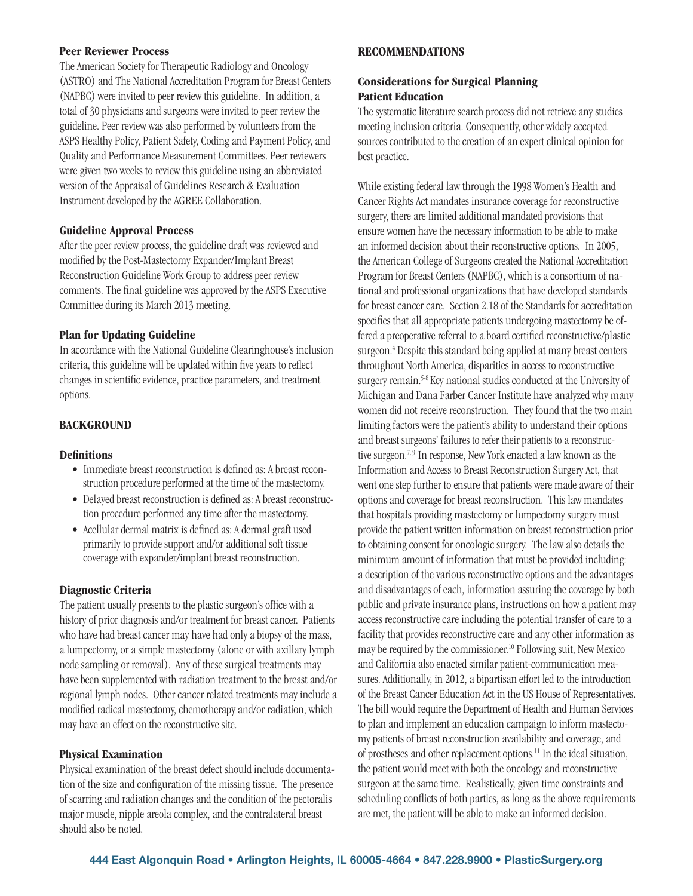### Peer Reviewer Process

The American Society for Therapeutic Radiology and Oncology (ASTRO) and The National Accreditation Program for Breast Centers (NAPBC) were invited to peer review this guideline. In addition, a total of 30 physicians and surgeons were invited to peer review the guideline. Peer review was also performed by volunteers from the ASPS Healthy Policy, Patient Safety, Coding and Payment Policy, and Quality and Performance Measurement Committees. Peer reviewers were given two weeks to review this guideline using an abbreviated version of the Appraisal of Guidelines Research & Evaluation Instrument developed by the AGREE Collaboration.

### Guideline Approval Process

After the peer review process, the guideline draft was reviewed and modified by the Post-Mastectomy Expander/Implant Breast Reconstruction Guideline Work Group to address peer review comments. The final guideline was approved by the ASPS Executive Committee during its March 2013 meeting.

### Plan for Updating Guideline

In accordance with the National Guideline Clearinghouse's inclusion criteria, this guideline will be updated within five years to reflect changes in scientific evidence, practice parameters, and treatment options.

## BACKGROUND

### Definitions

- Immediate breast reconstruction is defined as: A breast reconstruction procedure performed at the time of the mastectomy.
- Delayed breast reconstruction is defined as: A breast reconstruction procedure performed any time after the mastectomy.
- Acellular dermal matrix is defined as: A dermal graft used primarily to provide support and/or additional soft tissue coverage with expander/implant breast reconstruction.

### Diagnostic Criteria

The patient usually presents to the plastic surgeon's office with a history of prior diagnosis and/or treatment for breast cancer. Patients who have had breast cancer may have had only a biopsy of the mass, a lumpectomy, or a simple mastectomy (alone or with axillary lymph node sampling or removal). Any of these surgical treatments may have been supplemented with radiation treatment to the breast and/or regional lymph nodes. Other cancer related treatments may include a modified radical mastectomy, chemotherapy and/or radiation, which may have an effect on the reconstructive site.

### Physical Examination

Physical examination of the breast defect should include documentation of the size and configuration of the missing tissue. The presence of scarring and radiation changes and the condition of the pectoralis major muscle, nipple areola complex, and the contralateral breast should also be noted.

## RECOMMENDATIONS

### Considerations for Surgical Planning

### Patient Education

The systematic literature search process did not retrieve any studies meeting inclusion criteria. Consequently, other widely accepted sources contributed to the creation of an expert clinical opinion for best practice.

While existing federal law through the 1998 Women's Health and Cancer Rights Act mandates insurance coverage for reconstructive surgery, there are limited additional mandated provisions that ensure women have the necessary information to be able to make an informed decision about their reconstructive options. In 2005, the American College of Surgeons created the National Accreditation Program for Breast Centers (NAPBC), which is a consortium of national and professional organizations that have developed standards for breast cancer care. Section 2.18 of the Standards for accreditation specifies that all appropriate patients undergoing mastectomy be offered a preoperative referral to a board certified reconstructive/plastic surgeon.[4] Despite this standard being applied at many breast centers throughout North America, disparities in access to reconstructive surgery remain.[5-8] Key national studies conducted at the University of Michigan and Dana Farber Cancer Institute have analyzed why many women did not receive reconstruction. They found that the two main limiting factors were the patient's ability to understand their options and breast surgeons' failures to refer their patients to a reconstructive surgeon.[7, 9] In response, New York enacted a law known as the Information and Access to Breast Reconstruction Surgery Act, that went one step further to ensure that patients were made aware of their options and coverage for breast reconstruction. This law mandates that hospitals providing mastectomy or lumpectomy surgery must provide the patient written information on breast reconstruction prior to obtaining consent for oncologic surgery. The law also details the minimum amount of information that must be provided including: a description of the various reconstructive options and the advantages and disadvantages of each, information assuring the coverage by both public and private insurance plans, instructions on how a patient may access reconstructive care including the potential transfer of care to a facility that provides reconstructive care and any other information as may be required by the commissioner.[10] Following suit, New Mexico and California also enacted similar patient-communication measures. Additionally, in 2012, a bipartisan effort led to the introduction of the Breast Cancer Education Act in the US House of Representatives. The bill would require the Department of Health and Human Services to plan and implement an education campaign to inform mastectomy patients of breast reconstruction availability and coverage, and of prostheses and other replacement options.[11] In the ideal situation, the patient would meet with both the oncology and reconstructive surgeon at the same time. Realistically, given time constraints and scheduling conflicts of both parties, as long as the above requirements are met, the patient will be able to make an informed decision.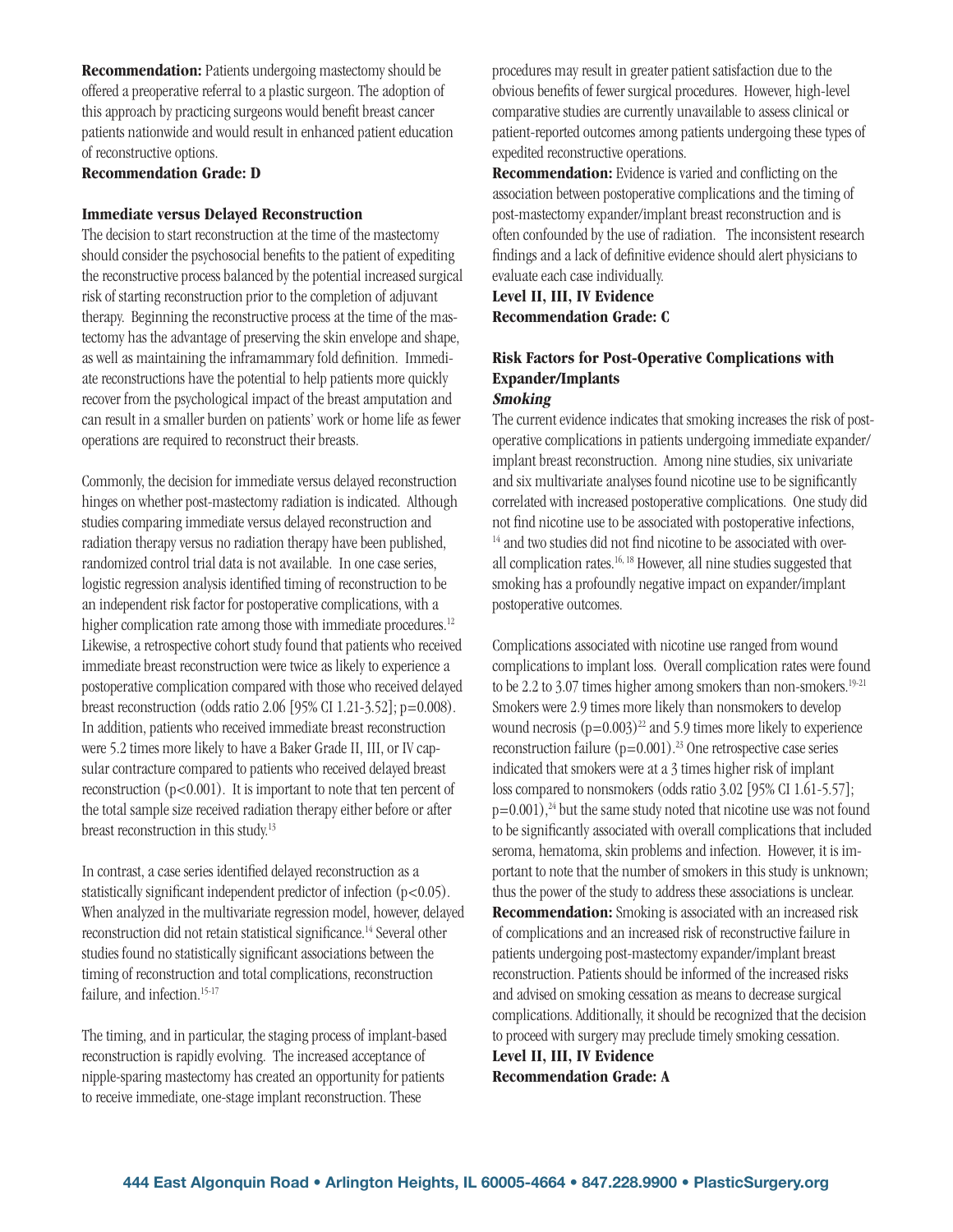**Recommendation:** Patients undergoing mastectomy should be offered a preoperative referral to a plastic surgeon. The adoption of this approach by practicing surgeons would benefit breast cancer patients nationwide and would result in enhanced patient education of reconstructive options.

**Recommendation Grade: D**

### Immediate versus Delayed Reconstruction

The decision to start reconstruction at the time of the mastectomy should consider the psychosocial benefits to the patient of expediting the reconstructive process balanced by the potential increased surgical risk of starting reconstruction prior to the completion of adjuvant therapy. Beginning the reconstructive process at the time of the mastectomy has the advantage of preserving the skin envelope and shape, as well as maintaining the inframammary fold definition. Immediate reconstructions have the potential to help patients more quickly recover from the psychological impact of the breast amputation and can result in a smaller burden on patients' work or home life as fewer operations are required to reconstruct their breasts.

Commonly, the decision for immediate versus delayed reconstruction hinges on whether post-mastectomy radiation is indicated. Although studies comparing immediate versus delayed reconstruction and radiation therapy versus no radiation therapy have been published, randomized control trial data is not available. In one case series, logistic regression analysis identified timing of reconstruction to be an independent risk factor for postoperative complications, with a higher complication rate among those with immediate procedures.[12] Likewise, a retrospective cohort study found that patients who received immediate breast reconstruction were twice as likely to experience a postoperative complication compared with those who received delayed breast reconstruction (odds ratio 2.06 [95% CI 1.21-3.52]; p=0.008). In addition, patients who received immediate breast reconstruction were 5.2 times more likely to have a Baker Grade II, III, or IV capsular contracture compared to patients who received delayed breast reconstruction (p<0.001). It is important to note that ten percent of the total sample size received radiation therapy either before or after breast reconstruction in this study.[13]

In contrast, a case series identified delayed reconstruction as a statistically significant independent predictor of infection (p<0.05). When analyzed in the multivariate regression model, however, delayed reconstruction did not retain statistical significance.[14] Several other studies found no statistically significant associations between the timing of reconstruction and total complications, reconstruction failure, and infection.[15-17]

The timing, and in particular, the staging process of implant-based reconstruction is rapidly evolving. The increased acceptance of nipple-sparing mastectomy has created an opportunity for patients to receive immediate, one-stage implant reconstruction. These procedures may result in greater patient satisfaction due to the obvious benefits of fewer surgical procedures. However, high-level comparative studies are currently unavailable to assess clinical or patient-reported outcomes among patients undergoing these types of expedited reconstructive operations.

**Recommendation:** Evidence is varied and conflicting on the association between postoperative complications and the timing of post-mastectomy expander/implant breast reconstruction and is often confounded by the use of radiation. The inconsistent research findings and a lack of definitive evidence should alert physicians to evaluate each case individually.

**Level II, III, IV Evidence**
**Recommendation Grade: C**

### Risk Factors for Post-Operative Complications with Expander/Implants

#### *Smoking*

The current evidence indicates that smoking increases the risk of postoperative complications in patients undergoing immediate expander/implant breast reconstruction. Among nine studies, six univariate and six multivariate analyses found nicotine use to be significantly correlated with increased postoperative complications. One study did not find nicotine use to be associated with postoperative infections,[14] and two studies did not find nicotine to be associated with overall complication rates.[16, 18] However, all nine studies suggested that smoking has a profoundly negative impact on expander/implant postoperative outcomes.

Complications associated with nicotine use ranged from wound complications to implant loss. Overall complication rates were found to be 2.2 to 3.07 times higher among smokers than non-smokers.[19-21] Smokers were 2.9 times more likely than nonsmokers to develop wound necrosis (p=0.003)[22] and 5.9 times more likely to experience reconstruction failure (p=0.001).[23] One retrospective case series indicated that smokers were at a 3 times higher risk of implant loss compared to nonsmokers (odds ratio 3.02 [95% CI 1.61-5.57]; p=0.001),[24] but the same study noted that nicotine use was not found to be significantly associated with overall complications that included seroma, hematoma, skin problems and infection. However, it is important to note that the number of smokers in this study is unknown; thus the power of the study to address these associations is unclear.

**Recommendation:** Smoking is associated with an increased risk of complications and an increased risk of reconstructive failure in patients undergoing post-mastectomy expander/implant breast reconstruction. Patients should be informed of the increased risks and advised on smoking cessation as means to decrease surgical complications. Additionally, it should be recognized that the decision to proceed with surgery may preclude timely smoking cessation.

**Level II, III, IV Evidence**
**Recommendation Grade: A**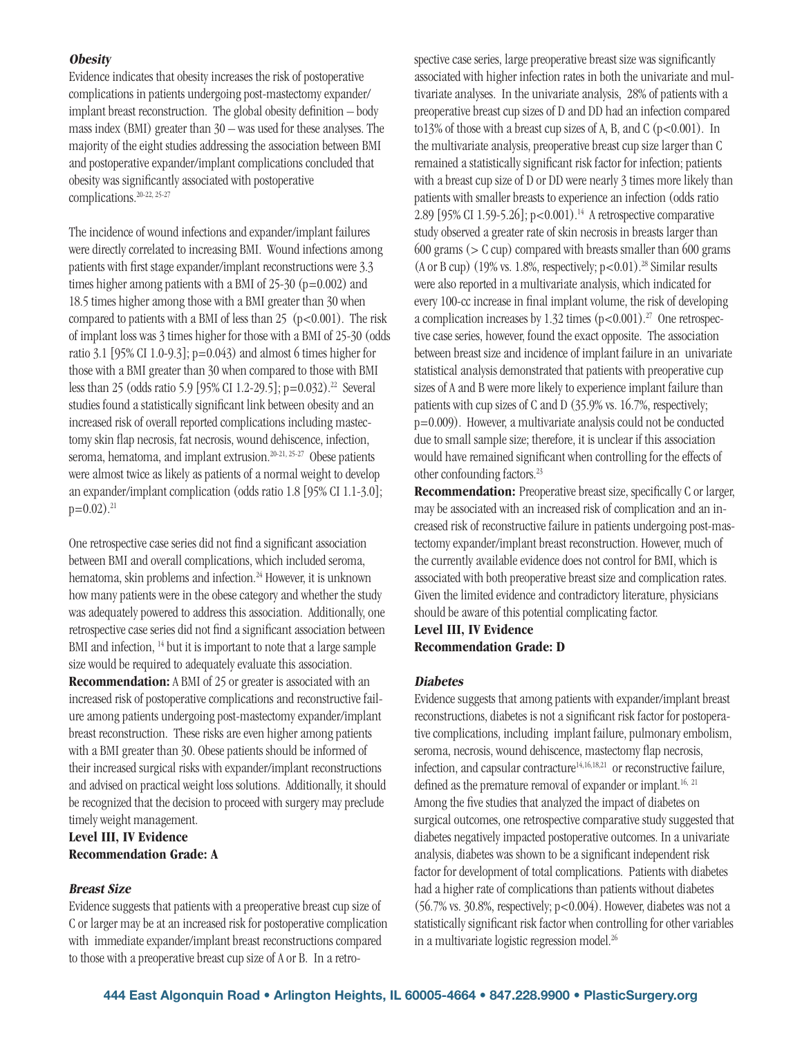### *Obesity*

Evidence indicates that obesity increases the risk of postoperative complications in patients undergoing post-mastectomy expander/implant breast reconstruction. The global obesity definition – body mass index (BMI) greater than 30 – was used for these analyses. The majority of the eight studies addressing the association between BMI and postoperative expander/implant complications concluded that obesity was significantly associated with postoperative complications.[20-22, 25-27]

The incidence of wound infections and expander/implant failures were directly correlated to increasing BMI. Wound infections among patients with first stage expander/implant reconstructions were 3.3 times higher among patients with a BMI of 25-30 ($p=0.002$) and 18.5 times higher among those with a BMI greater than 30 when compared to patients with a BMI of less than 25 ($p<0.001$). The risk of implant loss was 3 times higher for those with a BMI of 25-30 (odds ratio 3.1 [95% CI 1.0-9.3]; $p=0.043$) and almost 6 times higher for those with a BMI greater than 30 when compared to those with BMI less than 25 (odds ratio 5.9 [95% CI 1.2-29.5]; $p=0.032$).[22] Several studies found a statistically significant link between obesity and an increased risk of overall reported complications including mastectomy skin flap necrosis, fat necrosis, wound dehiscence, infection, seroma, hematoma, and implant extrusion.[20-21, 25-27] Obese patients were almost twice as likely as patients of a normal weight to develop an expander/implant complication (odds ratio 1.8 [95% CI 1.1-3.0]; $p=0.02$).[21]

One retrospective case series did not find a significant association between BMI and overall complications, which included seroma, hematoma, skin problems and infection.[24] However, it is unknown how many patients were in the obese category and whether the study was adequately powered to address this association. Additionally, one retrospective case series did not find a significant association between BMI and infection, [14] but it is important to note that a large sample size would be required to adequately evaluate this association.

**Recommendation:** A BMI of 25 or greater is associated with an increased risk of postoperative complications and reconstructive failure among patients undergoing post-mastectomy expander/implant breast reconstruction. These risks are even higher among patients with a BMI greater than 30. Obese patients should be informed of their increased surgical risks with expander/implant reconstructions and advised on practical weight loss solutions. Additionally, it should be recognized that the decision to proceed with surgery may preclude timely weight management.

**Level III, IV Evidence**
**Recommendation Grade: A**

### *Breast Size*

Evidence suggests that patients with a preoperative breast cup size of C or larger may be at an increased risk for postoperative complication with immediate expander/implant breast reconstructions compared to those with a preoperative breast cup size of A or B. In a retrospective case series, large preoperative breast size was significantly associated with higher infection rates in both the univariate and multivariate analyses. In the univariate analysis, 28% of patients with a preoperative breast cup sizes of D and DD had an infection compared to13% of those with a breast cup sizes of A, B, and C ($p<0.001$). In the multivariate analysis, preoperative breast cup size larger than C remained a statistically significant risk factor for infection; patients with a breast cup size of D or DD were nearly 3 times more likely than patients with smaller breasts to experience an infection (odds ratio 2.89 [95% CI 1.59-5.26]; $p<0.001$).[14] A retrospective comparative study observed a greater rate of skin necrosis in breasts larger than 600 grams (> C cup) compared with breasts smaller than 600 grams (A or B cup) (19% vs. 1.8%, respectively; $p<0.01$).[28] Similar results were also reported in a multivariate analysis, which indicated for every 100-cc increase in final implant volume, the risk of developing a complication increases by 1.32 times ($p<0.001$).[27] One retrospective case series, however, found the exact opposite. The association between breast size and incidence of implant failure in an univariate statistical analysis demonstrated that patients with preoperative cup sizes of A and B were more likely to experience implant failure than patients with cup sizes of C and D (35.9% vs. 16.7%, respectively; $p=0.009$). However, a multivariate analysis could not be conducted due to small sample size; therefore, it is unclear if this association would have remained significant when controlling for the effects of other confounding factors.[23]

**Recommendation:** Preoperative breast size, specifically C or larger, may be associated with an increased risk of complication and an increased risk of reconstructive failure in patients undergoing post-mastectomy expander/implant breast reconstruction. However, much of the currently available evidence does not control for BMI, which is associated with both preoperative breast size and complication rates. Given the limited evidence and contradictory literature, physicians should be aware of this potential complicating factor.

**Level III, IV Evidence**
**Recommendation Grade: D**

### *Diabetes*

Evidence suggests that among patients with expander/implant breast reconstructions, diabetes is not a significant risk factor for postoperative complications, including implant failure, pulmonary embolism, seroma, necrosis, wound dehiscence, mastectomy flap necrosis, infection, and capsular contracture[14,16,18,21] or reconstructive failure, defined as the premature removal of expander or implant.[16, 21] Among the five studies that analyzed the impact of diabetes on surgical outcomes, one retrospective comparative study suggested that diabetes negatively impacted postoperative outcomes. In a univariate analysis, diabetes was shown to be a significant independent risk factor for development of total complications. Patients with diabetes had a higher rate of complications than patients without diabetes (56.7% vs. 30.8%, respectively; $p<0.004$). However, diabetes was not a statistically significant risk factor when controlling for other variables in a multivariate logistic regression model.[26]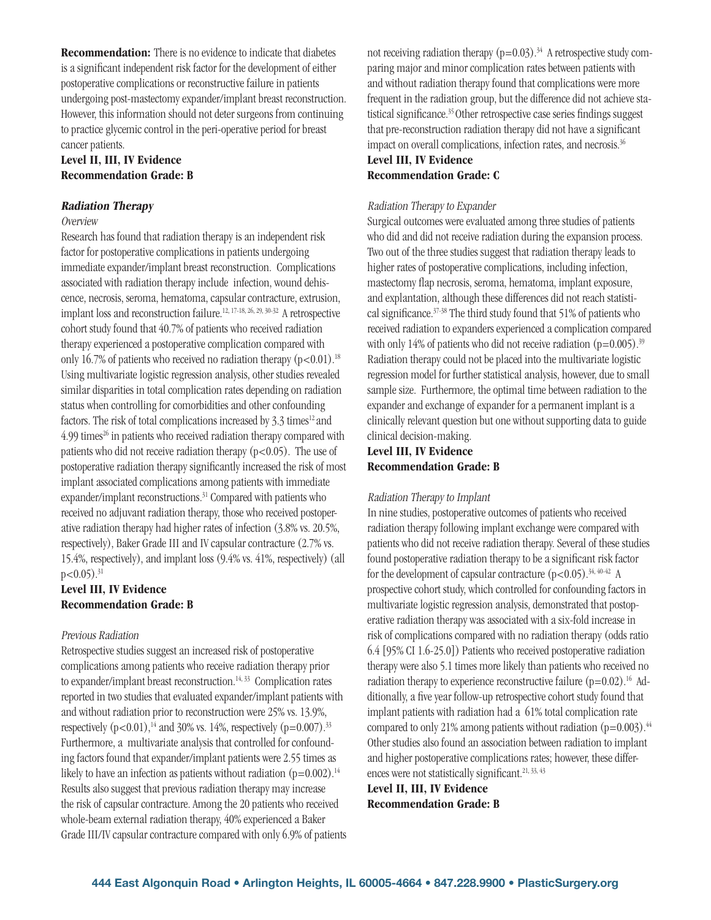**Recommendation:** There is no evidence to indicate that diabetes is a significant independent risk factor for the development of either postoperative complications or reconstructive failure in patients undergoing post-mastectomy expander/implant breast reconstruction. However, this information should not deter surgeons from continuing to practice glycemic control in the peri-operative period for breast cancer patients.

**Level II, III, IV Evidence**
**Recommendation Grade: B**

### *Radiation Therapy*

*Overview*

Research has found that radiation therapy is an independent risk factor for postoperative complications in patients undergoing immediate expander/implant breast reconstruction. Complications associated with radiation therapy include infection, wound dehiscence, necrosis, seroma, hematoma, capsular contracture, extrusion, implant loss and reconstruction failure.[12, 17-18, 26, 29, 30-32] A retrospective cohort study found that 40.7% of patients who received radiation therapy experienced a postoperative complication compared with only 16.7% of patients who received no radiation therapy ($p<0.01$).[18] Using multivariate logistic regression analysis, other studies revealed similar disparities in total complication rates depending on radiation status when controlling for comorbidities and other confounding factors. The risk of total complications increased by 3.3 times[12] and 4.99 times[26] in patients who received radiation therapy compared with patients who did not receive radiation therapy ($p<0.05$). The use of postoperative radiation therapy significantly increased the risk of most implant associated complications among patients with immediate expander/implant reconstructions.[31] Compared with patients who received no adjuvant radiation therapy, those who received postoperative radiation therapy had higher rates of infection (3.8% vs. 20.5%, respectively), Baker Grade III and IV capsular contracture (2.7% vs. 15.4%, respectively), and implant loss (9.4% vs. 41%, respectively) (all $p<0.05$).[31]

**Level III, IV Evidence**
**Recommendation Grade: B**

*Previous Radiation*

Retrospective studies suggest an increased risk of postoperative complications among patients who receive radiation therapy prior to expander/implant breast reconstruction.[14, 33] Complication rates reported in two studies that evaluated expander/implant patients with and without radiation prior to reconstruction were 25% vs. 13.9%, respectively ($p<0.01$),[14] and 30% vs. 14%, respectively ($p=0.007$).[33] Furthermore, a multivariate analysis that controlled for confounding factors found that expander/implant patients were 2.55 times as likely to have an infection as patients without radiation ($p=0.002$).[14] Results also suggest that previous radiation therapy may increase the risk of capsular contracture. Among the 20 patients who received whole-beam external radiation therapy, 40% experienced a Baker Grade III/IV capsular contracture compared with only 6.9% of patients not receiving radiation therapy ($p=0.03$).[34] A retrospective study comparing major and minor complication rates between patients with and without radiation therapy found that complications were more frequent in the radiation group, but the difference did not achieve statistical significance.[35] Other retrospective case series findings suggest that pre-reconstruction radiation therapy did not have a significant impact on overall complications, infection rates, and necrosis.[36]

**Level III, IV Evidence**
**Recommendation Grade: C**

*Radiation Therapy to Expander*

Surgical outcomes were evaluated among three studies of patients who did and did not receive radiation during the expansion process. Two out of the three studies suggest that radiation therapy leads to higher rates of postoperative complications, including infection, mastectomy flap necrosis, seroma, hematoma, implant exposure, and explantation, although these differences did not reach statistical significance.[37-38] The third study found that 51% of patients who received radiation to expanders experienced a complication compared with only 14% of patients who did not receive radiation ($p=0.005$).[39] Radiation therapy could not be placed into the multivariate logistic regression model for further statistical analysis, however, due to small sample size. Furthermore, the optimal time between radiation to the expander and exchange of expander for a permanent implant is a clinically relevant question but one without supporting data to guide clinical decision-making.

**Level III, IV Evidence**
**Recommendation Grade: B**

*Radiation Therapy to Implant*

In nine studies, postoperative outcomes of patients who received radiation therapy following implant exchange were compared with patients who did not receive radiation therapy. Several of these studies found postoperative radiation therapy to be a significant risk factor for the development of capsular contracture ($p<0.05$).[34, 40-42] A prospective cohort study, which controlled for confounding factors in multivariate logistic regression analysis, demonstrated that postoperative radiation therapy was associated with a six-fold increase in risk of complications compared with no radiation therapy (odds ratio 6.4 [95% CI 1.6-25.0]) Patients who received postoperative radiation therapy were also 5.1 times more likely than patients who received no radiation therapy to experience reconstructive failure ($p=0.02$).[16] Additionally, a five year follow-up retrospective cohort study found that implant patients with radiation had a 61% total complication rate compared to only 21% among patients without radiation ($p=0.003$).[44] Other studies also found an association between radiation to implant and higher postoperative complications rates; however, these differences were not statistically significant.[21, 33, 43]

**Level II, III, IV Evidence**
**Recommendation Grade: B**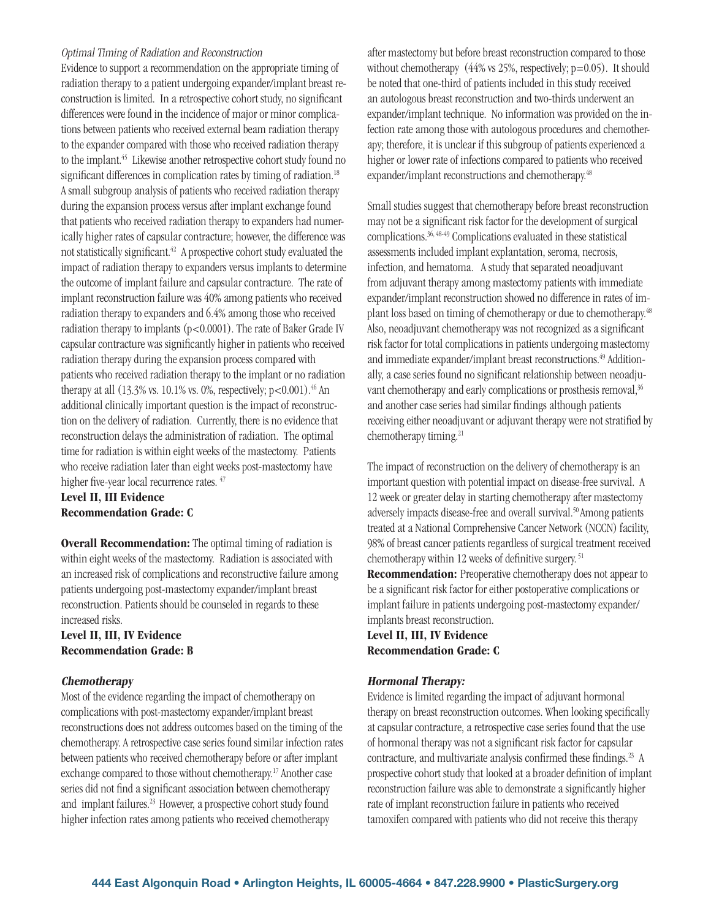*Optimal Timing of Radiation and Reconstruction*

Evidence to support a recommendation on the appropriate timing of radiation therapy to a patient undergoing expander/implant breast reconstruction is limited. In a retrospective cohort study, no significant differences were found in the incidence of major or minor complications between patients who received external beam radiation therapy to the expander compared with those who received radiation therapy to the implant.[45] Likewise another retrospective cohort study found no significant differences in complication rates by timing of radiation.[18] A small subgroup analysis of patients who received radiation therapy during the expansion process versus after implant exchange found that patients who received radiation therapy to expanders had numerically higher rates of capsular contracture; however, the difference was not statistically significant.[42] A prospective cohort study evaluated the impact of radiation therapy to expanders versus implants to determine the outcome of implant failure and capsular contracture. The rate of implant reconstruction failure was 40% among patients who received radiation therapy to expanders and 6.4% among those who received radiation therapy to implants ($p<0.0001$). The rate of Baker Grade IV capsular contracture was significantly higher in patients who received radiation therapy during the expansion process compared with patients who received radiation therapy to the implant or no radiation therapy at all (13.3% vs. 10.1% vs. 0%, respectively; $p<0.001$).[46] An additional clinically important question is the impact of reconstruction on the delivery of radiation. Currently, there is no evidence that reconstruction delays the administration of radiation. The optimal time for radiation is within eight weeks of the mastectomy. Patients who receive radiation later than eight weeks post-mastectomy have higher five-year local recurrence rates.[47]

**Level II, III Evidence**
**Recommendation Grade: C**

**Overall Recommendation:** The optimal timing of radiation is within eight weeks of the mastectomy. Radiation is associated with an increased risk of complications and reconstructive failure among patients undergoing post-mastectomy expander/implant breast reconstruction. Patients should be counseled in regards to these increased risks.

**Level II, III, IV Evidence**
**Recommendation Grade: B**

### *Chemotherapy*

Most of the evidence regarding the impact of chemotherapy on complications with post-mastectomy expander/implant breast reconstructions does not address outcomes based on the timing of the chemotherapy. A retrospective case series found similar infection rates between patients who received chemotherapy before or after implant exchange compared to those without chemotherapy.[17] Another case series did not find a significant association between chemotherapy and implant failures.[23] However, a prospective cohort study found higher infection rates among patients who received chemotherapy after mastectomy but before breast reconstruction compared to those without chemotherapy (44% vs 25%, respectively; $p=0.05$). It should be noted that one-third of patients included in this study received an autologous breast reconstruction and two-thirds underwent an expander/implant technique. No information was provided on the infection rate among those with autologous procedures and chemotherapy; therefore, it is unclear if this subgroup of patients experienced a higher or lower rate of infections compared to patients who received expander/implant reconstructions and chemotherapy.[48]

Small studies suggest that chemotherapy before breast reconstruction may not be a significant risk factor for the development of surgical complications.[36, 48-49] Complications evaluated in these statistical assessments included implant explantation, seroma, necrosis, infection, and hematoma. A study that separated neoadjuvant from adjuvant therapy among mastectomy patients with immediate expander/implant reconstruction showed no difference in rates of implant loss based on timing of chemotherapy or due to chemotherapy.[48] Also, neoadjuvant chemotherapy was not recognized as a significant risk factor for total complications in patients undergoing mastectomy and immediate expander/implant breast reconstructions.[49] Additionally, a case series found no significant relationship between neoadjuvant chemotherapy and early complications or prosthesis removal,[36] and another case series had similar findings although patients receiving either neoadjuvant or adjuvant therapy were not stratified by chemotherapy timing.[21]

The impact of reconstruction on the delivery of chemotherapy is an important question with potential impact on disease-free survival. A 12 week or greater delay in starting chemotherapy after mastectomy adversely impacts disease-free and overall survival.[50] Among patients treated at a National Comprehensive Cancer Network (NCCN) facility, 98% of breast cancer patients regardless of surgical treatment received chemotherapy within 12 weeks of definitive surgery.[51]

**Recommendation:** Preoperative chemotherapy does not appear to be a significant risk factor for either postoperative complications or implant failure in patients undergoing post-mastectomy expander/implants breast reconstruction.

**Level II, III, IV Evidence**
**Recommendation Grade: C**

### *Hormonal Therapy:*

Evidence is limited regarding the impact of adjuvant hormonal therapy on breast reconstruction outcomes. When looking specifically at capsular contracture, a retrospective case series found that the use of hormonal therapy was not a significant risk factor for capsular contracture, and multivariate analysis confirmed these findings.[23] A prospective cohort study that looked at a broader definition of implant reconstruction failure was able to demonstrate a significantly higher rate of implant reconstruction failure in patients who received tamoxifen compared with patients who did not receive this therapy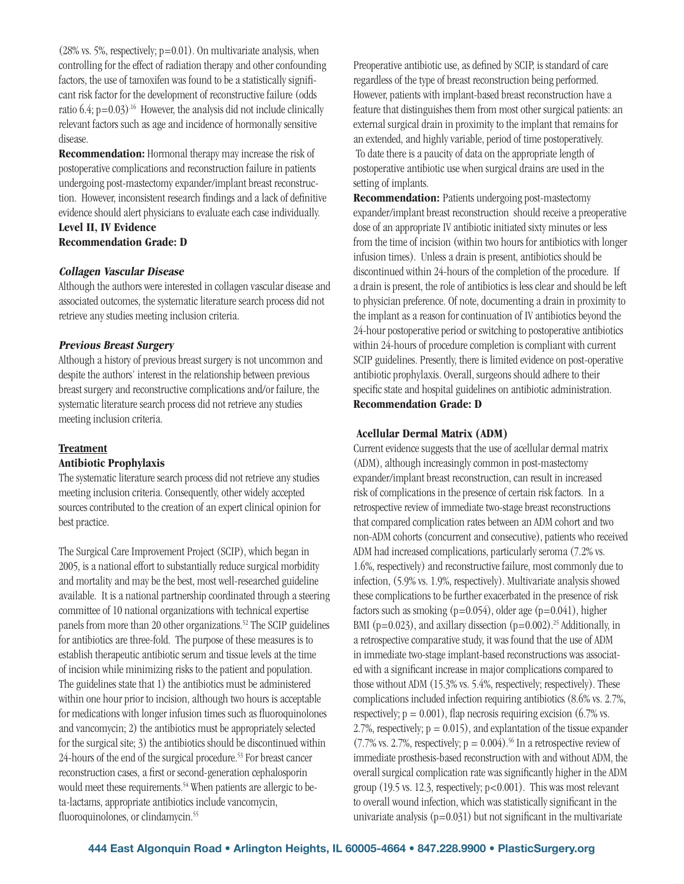(28% vs. 5%, respectively; p=0.01). On multivariate analysis, when controlling for the effect of radiation therapy and other confounding factors, the use of tamoxifen was found to be a statistically significant risk factor for the development of reconstructive failure (odds ratio 6.4; p=0.03).[16] However, the analysis did not include clinically relevant factors such as age and incidence of hormonally sensitive disease.

**Recommendation:** Hormonal therapy may increase the risk of postoperative complications and reconstruction failure in patients undergoing post-mastectomy expander/implant breast reconstruction. However, inconsistent research findings and a lack of definitive evidence should alert physicians to evaluate each case individually.

**Level II, IV Evidence**
**Recommendation Grade: D**

### *Collagen Vascular Disease*

Although the authors were interested in collagen vascular disease and associated outcomes, the systematic literature search process did not retrieve any studies meeting inclusion criteria.

### *Previous Breast Surgery*

Although a history of previous breast surgery is not uncommon and despite the authors' interest in the relationship between previous breast surgery and reconstructive complications and/or failure, the systematic literature search process did not retrieve any studies meeting inclusion criteria.

## Treatment

### Antibiotic Prophylaxis

The systematic literature search process did not retrieve any studies meeting inclusion criteria. Consequently, other widely accepted sources contributed to the creation of an expert clinical opinion for best practice.

The Surgical Care Improvement Project (SCIP), which began in 2005, is a national effort to substantially reduce surgical morbidity and mortality and may be the best, most well-researched guideline available. It is a national partnership coordinated through a steering committee of 10 national organizations with technical expertise panels from more than 20 other organizations.[52] The SCIP guidelines for antibiotics are three-fold. The purpose of these measures is to establish therapeutic antibiotic serum and tissue levels at the time of incision while minimizing risks to the patient and population. The guidelines state that 1) the antibiotics must be administered within one hour prior to incision, although two hours is acceptable for medications with longer infusion times such as fluoroquinolones and vancomycin; 2) the antibiotics must be appropriately selected for the surgical site; 3) the antibiotics should be discontinued within 24-hours of the end of the surgical procedure.[53] For breast cancer reconstruction cases, a first or second-generation cephalosporin would meet these requirements.[54] When patients are allergic to beta-lactams, appropriate antibiotics include vancomycin, fluoroquinolones, or clindamycin.[55]

Preoperative antibiotic use, as defined by SCIP, is standard of care regardless of the type of breast reconstruction being performed. However, patients with implant-based breast reconstruction have a feature that distinguishes them from most other surgical patients: an external surgical drain in proximity to the implant that remains for an extended, and highly variable, period of time postoperatively. To date there is a paucity of data on the appropriate length of postoperative antibiotic use when surgical drains are used in the setting of implants.

**Recommendation:** Patients undergoing post-mastectomy expander/implant breast reconstruction should receive a preoperative dose of an appropriate IV antibiotic initiated sixty minutes or less from the time of incision (within two hours for antibiotics with longer infusion times). Unless a drain is present, antibiotics should be discontinued within 24-hours of the completion of the procedure. If a drain is present, the role of antibiotics is less clear and should be left to physician preference. Of note, documenting a drain in proximity to the implant as a reason for continuation of IV antibiotics beyond the 24-hour postoperative period or switching to postoperative antibiotics within 24-hours of procedure completion is compliant with current SCIP guidelines. Presently, there is limited evidence on post-operative antibiotic prophylaxis. Overall, surgeons should adhere to their specific state and hospital guidelines on antibiotic administration.

**Recommendation Grade: D**

### Acellular Dermal Matrix (ADM)

Current evidence suggests that the use of acellular dermal matrix (ADM), although increasingly common in post-mastectomy expander/implant breast reconstruction, can result in increased risk of complications in the presence of certain risk factors. In a retrospective review of immediate two-stage breast reconstructions that compared complication rates between an ADM cohort and two non-ADM cohorts (concurrent and consecutive), patients who received ADM had increased complications, particularly seroma (7.2% vs. 1.6%, respectively) and reconstructive failure, most commonly due to infection, (5.9% vs. 1.9%, respectively). Multivariate analysis showed these complications to be further exacerbated in the presence of risk factors such as smoking (p=0.054), older age (p=0.041), higher BMI (p=0.023), and axillary dissection (p=0.002).[25] Additionally, in a retrospective comparative study, it was found that the use of ADM in immediate two-stage implant-based reconstructions was associated with a significant increase in major complications compared to those without ADM (15.3% vs. 5.4%, respectively; respectively). These complications included infection requiring antibiotics (8.6% vs. 2.7%, respectively; p = 0.001), flap necrosis requiring excision (6.7% vs. 2.7%, respectively; p = 0.015), and explantation of the tissue expander (7.7% vs. 2.7%, respectively; p = 0.004).[56] In a retrospective review of immediate prosthesis-based reconstruction with and without ADM, the overall surgical complication rate was significantly higher in the ADM group (19.5 vs. 12.3, respectively; p<0.001). This was most relevant to overall wound infection, which was statistically significant in the univariate analysis (p=0.031) but not significant in the multivariate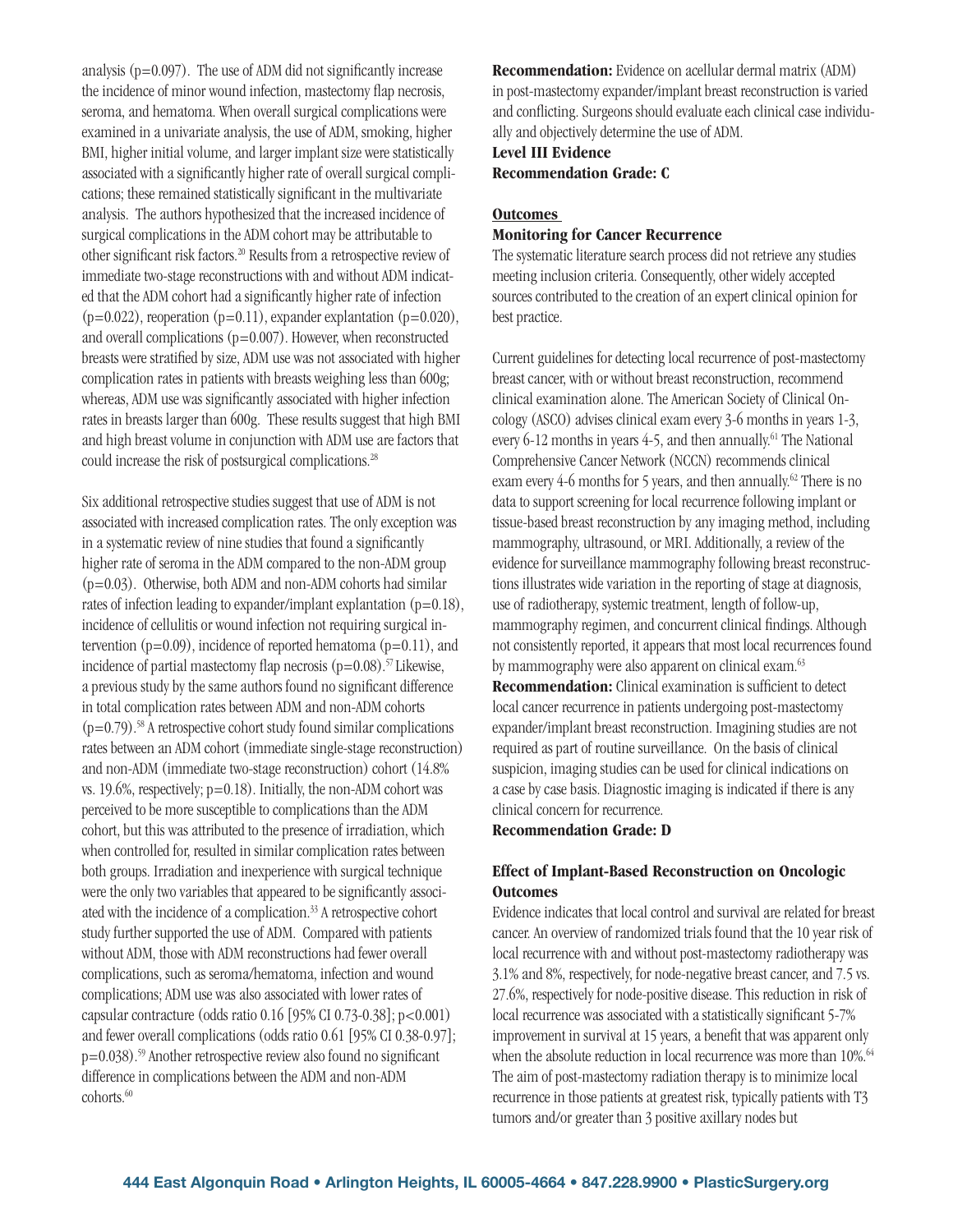analysis (p=0.097). The use of ADM did not significantly increase the incidence of minor wound infection, mastectomy flap necrosis, seroma, and hematoma. When overall surgical complications were examined in a univariate analysis, the use of ADM, smoking, higher BMI, higher initial volume, and larger implant size were statistically associated with a significantly higher rate of overall surgical complications; these remained statistically significant in the multivariate analysis. The authors hypothesized that the increased incidence of surgical complications in the ADM cohort may be attributable to other significant risk factors.[20] Results from a retrospective review of immediate two-stage reconstructions with and without ADM indicated that the ADM cohort had a significantly higher rate of infection (p=0.022), reoperation (p=0.11), expander explantation (p=0.020), and overall complications (p=0.007). However, when reconstructed breasts were stratified by size, ADM use was not associated with higher complication rates in patients with breasts weighing less than 600g; whereas, ADM use was significantly associated with higher infection rates in breasts larger than 600g. These results suggest that high BMI and high breast volume in conjunction with ADM use are factors that could increase the risk of postsurgical complications.[28]

Six additional retrospective studies suggest that use of ADM is not associated with increased complication rates. The only exception was in a systematic review of nine studies that found a significantly higher rate of seroma in the ADM compared to the non-ADM group (p=0.03). Otherwise, both ADM and non-ADM cohorts had similar rates of infection leading to expander/implant explantation (p=0.18), incidence of cellulitis or wound infection not requiring surgical intervention (p=0.09), incidence of reported hematoma (p=0.11), and incidence of partial mastectomy flap necrosis (p=0.08).[57] Likewise, a previous study by the same authors found no significant difference in total complication rates between ADM and non-ADM cohorts (p=0.79).[58] A retrospective cohort study found similar complications rates between an ADM cohort (immediate single-stage reconstruction) and non-ADM (immediate two-stage reconstruction) cohort (14.8% vs. 19.6%, respectively; p=0.18). Initially, the non-ADM cohort was perceived to be more susceptible to complications than the ADM cohort, but this was attributed to the presence of irradiation, which when controlled for, resulted in similar complication rates between both groups. Irradiation and inexperience with surgical technique were the only two variables that appeared to be significantly associated with the incidence of a complication.[33] A retrospective cohort study further supported the use of ADM. Compared with patients without ADM, those with ADM reconstructions had fewer overall complications, such as seroma/hematoma, infection and wound complications; ADM use was also associated with lower rates of capsular contracture (odds ratio 0.16 [95% CI 0.73-0.38]; p<0.001) and fewer overall complications (odds ratio 0.61 [95% CI 0.38-0.97]; p=0.038).[59] Another retrospective review also found no significant difference in complications between the ADM and non-ADM cohorts.[60]

**Recommendation:** Evidence on acellular dermal matrix (ADM) in post-mastectomy expander/implant breast reconstruction is varied and conflicting. Surgeons should evaluate each clinical case individually and objectively determine the use of ADM.
**Level III Evidence**
**Recommendation Grade: C**

## Outcomes

### Monitoring for Cancer Recurrence

The systematic literature search process did not retrieve any studies meeting inclusion criteria. Consequently, other widely accepted sources contributed to the creation of an expert clinical opinion for best practice.

Current guidelines for detecting local recurrence of post-mastectomy breast cancer, with or without breast reconstruction, recommend clinical examination alone. The American Society of Clinical Oncology (ASCO) advises clinical exam every 3-6 months in years 1-3, every 6-12 months in years 4-5, and then annually.[61] The National Comprehensive Cancer Network (NCCN) recommends clinical exam every 4-6 months for 5 years, and then annually.[62] There is no data to support screening for local recurrence following implant or tissue-based breast reconstruction by any imaging method, including mammography, ultrasound, or MRI. Additionally, a review of the evidence for surveillance mammography following breast reconstructions illustrates wide variation in the reporting of stage at diagnosis, use of radiotherapy, systemic treatment, length of follow-up, mammography regimen, and concurrent clinical findings. Although not consistently reported, it appears that most local recurrences found by mammography were also apparent on clinical exam.[63]

**Recommendation:** Clinical examination is sufficient to detect local cancer recurrence in patients undergoing post-mastectomy expander/implant breast reconstruction. Imagining studies are not required as part of routine surveillance. On the basis of clinical suspicion, imaging studies can be used for clinical indications on a case by case basis. Diagnostic imaging is indicated if there is any clinical concern for recurrence.
**Recommendation Grade: D**

### Effect of Implant-Based Reconstruction on Oncologic Outcomes

Evidence indicates that local control and survival are related for breast cancer. An overview of randomized trials found that the 10 year risk of local recurrence with and without post-mastectomy radiotherapy was 3.1% and 8%, respectively, for node-negative breast cancer, and 7.5 vs. 27.6%, respectively for node-positive disease. This reduction in risk of local recurrence was associated with a statistically significant 5-7% improvement in survival at 15 years, a benefit that was apparent only when the absolute reduction in local recurrence was more than 10%.[64] The aim of post-mastectomy radiation therapy is to minimize local recurrence in those patients at greatest risk, typically patients with T3 tumors and/or greater than 3 positive axillary nodes but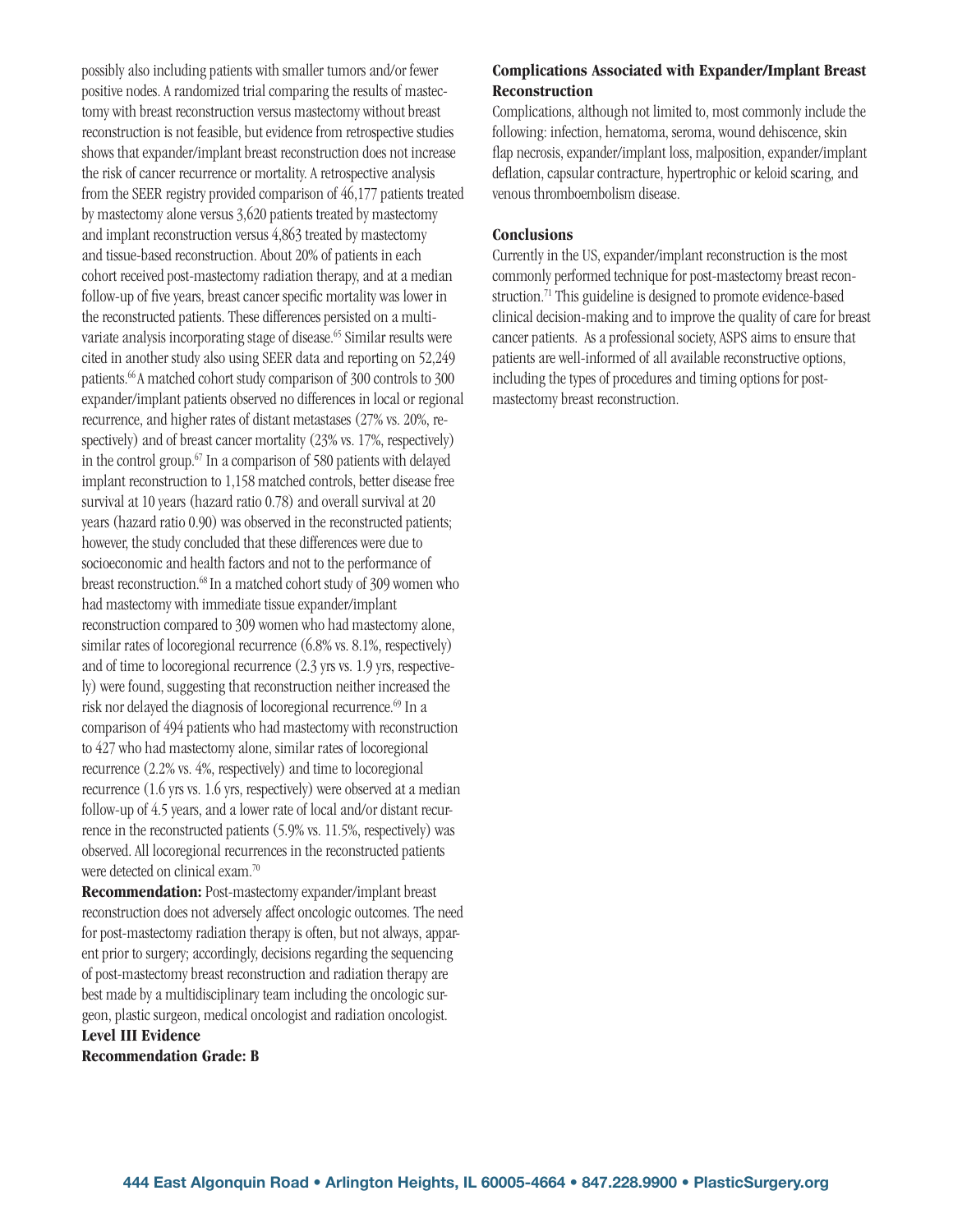possibly also including patients with smaller tumors and/or fewer positive nodes. A randomized trial comparing the results of mastectomy with breast reconstruction versus mastectomy without breast reconstruction is not feasible, but evidence from retrospective studies shows that expander/implant breast reconstruction does not increase the risk of cancer recurrence or mortality. A retrospective analysis from the SEER registry provided comparison of 46,177 patients treated by mastectomy alone versus 3,620 patients treated by mastectomy and implant reconstruction versus 4,863 treated by mastectomy and tissue-based reconstruction. About 20% of patients in each cohort received post-mastectomy radiation therapy, and at a median follow-up of five years, breast cancer specific mortality was lower in the reconstructed patients. These differences persisted on a multivariate analysis incorporating stage of disease.[65] Similar results were cited in another study also using SEER data and reporting on 52,249 patients.[66] A matched cohort study comparison of 300 controls to 300 expander/implant patients observed no differences in local or regional recurrence, and higher rates of distant metastases (27% vs. 20%, respectively) and of breast cancer mortality (23% vs. 17%, respectively) in the control group.[67] In a comparison of 580 patients with delayed implant reconstruction to 1,158 matched controls, better disease free survival at 10 years (hazard ratio 0.78) and overall survival at 20 years (hazard ratio 0.90) was observed in the reconstructed patients; however, the study concluded that these differences were due to socioeconomic and health factors and not to the performance of breast reconstruction.[68] In a matched cohort study of 309 women who had mastectomy with immediate tissue expander/implant reconstruction compared to 309 women who had mastectomy alone, similar rates of locoregional recurrence (6.8% vs. 8.1%, respectively) and of time to locoregional recurrence (2.3 yrs vs. 1.9 yrs, respectively) were found, suggesting that reconstruction neither increased the risk nor delayed the diagnosis of locoregional recurrence.[69] In a comparison of 494 patients who had mastectomy with reconstruction to 427 who had mastectomy alone, similar rates of locoregional recurrence (2.2% vs. 4%, respectively) and time to locoregional recurrence (1.6 yrs vs. 1.6 yrs, respectively) were observed at a median follow-up of 4.5 years, and a lower rate of local and/or distant recurrence in the reconstructed patients (5.9% vs. 11.5%, respectively) was observed. All locoregional recurrences in the reconstructed patients were detected on clinical exam.[70]

**Recommendation:** Post-mastectomy expander/implant breast reconstruction does not adversely affect oncologic outcomes. The need for post-mastectomy radiation therapy is often, but not always, apparent prior to surgery; accordingly, decisions regarding the sequencing of post-mastectomy breast reconstruction and radiation therapy are best made by a multidisciplinary team including the oncologic surgeon, plastic surgeon, medical oncologist and radiation oncologist.
**Level III Evidence**
**Recommendation Grade: B**

### Complications Associated with Expander/Implant Breast Reconstruction

Complications, although not limited to, most commonly include the following: infection, hematoma, seroma, wound dehiscence, skin flap necrosis, expander/implant loss, malposition, expander/implant deflation, capsular contracture, hypertrophic or keloid scaring, and venous thromboembolism disease.

### Conclusions

Currently in the US, expander/implant reconstruction is the most commonly performed technique for post-mastectomy breast reconstruction.[71] This guideline is designed to promote evidence-based clinical decision-making and to improve the quality of care for breast cancer patients. As a professional society, ASPS aims to ensure that patients are well-informed of all available reconstructive options, including the types of procedures and timing options for post-mastectomy breast reconstruction.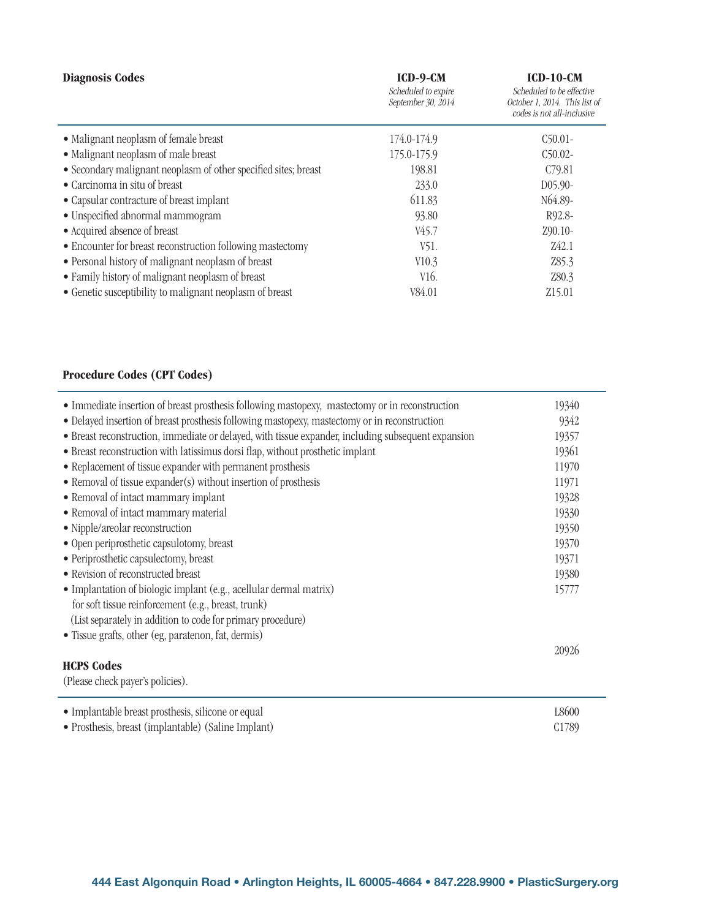| Diagnosis Codes | ICD-9-CM<br>*Scheduled to expire September 30, 2014* | ICD-10-CM<br>*Scheduled to be effective October 1, 2014. This list of codes is not all-inclusive* |
|---|---|---|
| • Malignant neoplasm of female breast | 174.0-174.9 | C50.01- |
| • Malignant neoplasm of male breast | 175.0-175.9 | C50.02- |
| • Secondary malignant neoplasm of other specified sites; breast | 198.81 | C79.81 |
| • Carcinoma in situ of breast | 233.0 | D05.90- |
| • Capsular contracture of breast implant | 611.83 | N64.89- |
| • Unspecified abnormal mammogram | 93.80 | R92.8- |
| • Acquired absence of breast | V45.7 | Z90.10- |
| • Encounter for breast reconstruction following mastectomy | V51. | Z42.1 |
| • Personal history of malignant neoplasm of breast | V10.3 | Z85.3 |
| • Family history of malignant neoplasm of breast | V16. | Z80.3 |
| • Genetic susceptibility to malignant neoplasm of breast | V84.01 | Z15.01 |

**Procedure Codes (CPT Codes)**

| Procedure | Code |
|---|---|
| • Immediate insertion of breast prosthesis following mastopexy, mastectomy or in reconstruction | 19340 |
| • Delayed insertion of breast prosthesis following mastopexy, mastectomy or in reconstruction | 9342 |
| • Breast reconstruction, immediate or delayed, with tissue expander, including subsequent expansion | 19357 |
| • Breast reconstruction with latissimus dorsi flap, without prosthetic implant | 19361 |
| • Replacement of tissue expander with permanent prosthesis | 11970 |
| • Removal of tissue expander(s) without insertion of prosthesis | 11971 |
| • Removal of intact mammary implant | 19328 |
| • Removal of intact mammary material | 19330 |
| • Nipple/areolar reconstruction | 19350 |
| • Open periprosthetic capsulotomy, breast | 19370 |
| • Periprosthetic capsulectomy, breast | 19371 |
| • Revision of reconstructed breast | 19380 |
| • Implantation of biologic implant (e.g., acellular dermal matrix) for soft tissue reinforcement (e.g., breast, trunk) (List separately in addition to code for primary procedure) | 15777 |
| • Tissue grafts, other (eg, paratenon, fat, dermis) | 20926 |

**HCPS Codes**

(Please check payer's policies).

| Item | Code |
|---|---|
| • Implantable breast prosthesis, silicone or equal | L8600 |
| • Prosthesis, breast (implantable) (Saline Implant) | C1789 |

444 East Algonquin Road • Arlington Heights, IL 60005-4664 • 847.228.9900 • PlasticSurgery.org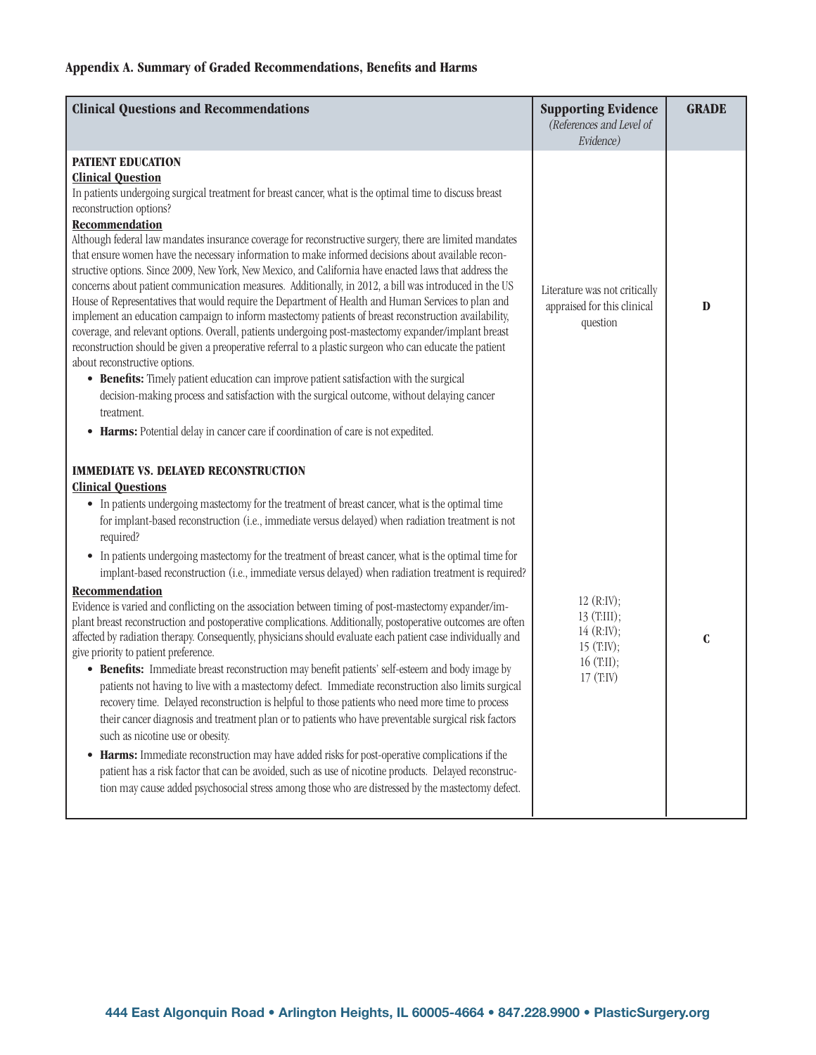## Appendix A. Summary of Graded Recommendations, Benefits and Harms

| Clinical Questions and Recommendations | Supporting Evidence *(References and Level of Evidence)* | GRADE |
| --- | --- | --- |
| **PATIENT EDUCATION**<br>**Clinical Question**<br>In patients undergoing surgical treatment for breast cancer, what is the optimal time to discuss breast reconstruction options?<br>**Recommendation**<br>Although federal law mandates insurance coverage for reconstructive surgery, there are limited mandates that ensure women have the necessary information to make informed decisions about available reconstructive options. Since 2009, New York, New Mexico, and California have enacted laws that address the concerns about patient communication measures. Additionally, in 2012, a bill was introduced in the US House of Representatives that would require the Department of Health and Human Services to plan and implement an education campaign to inform mastectomy patients of breast reconstruction availability, coverage, and relevant options. Overall, patients undergoing post-mastectomy expander/implant breast reconstruction should be given a preoperative referral to a plastic surgeon who can educate the patient about reconstructive options.<br>• **Benefits:** Timely patient education can improve patient satisfaction with the surgical decision-making process and satisfaction with the surgical outcome, without delaying cancer treatment.<br>• **Harms:** Potential delay in cancer care if coordination of care is not expedited. | Literature was not critically appraised for this clinical question | **D** |
| **IMMEDIATE VS. DELAYED RECONSTRUCTION**<br>**Clinical Questions**<br>• In patients undergoing mastectomy for the treatment of breast cancer, what is the optimal time for implant-based reconstruction (i.e., immediate versus delayed) when radiation treatment is not required?<br>• In patients undergoing mastectomy for the treatment of breast cancer, what is the optimal time for implant-based reconstruction (i.e., immediate versus delayed) when radiation treatment is required?<br>**Recommendation**<br>Evidence is varied and conflicting on the association between timing of post-mastectomy expander/implant breast reconstruction and postoperative complications. Additionally, postoperative outcomes are often affected by radiation therapy. Consequently, physicians should evaluate each patient case individually and give priority to patient preference.<br>• **Benefits:** Immediate breast reconstruction may benefit patients' self-esteem and body image by patients not having to live with a mastectomy defect. Immediate reconstruction also limits surgical recovery time. Delayed reconstruction is helpful to those patients who need more time to process their cancer diagnosis and treatment plan or to patients who have preventable surgical risk factors such as nicotine use or obesity.<br>• **Harms:** Immediate reconstruction may have added risks for post-operative complications if the patient has a risk factor that can be avoided, such as use of nicotine products. Delayed reconstruction may cause added psychosocial stress among those who are distressed by the mastectomy defect. | 12 (R:IV);<br>13 (T:III);<br>14 (R:IV);<br>15 (T:IV);<br>16 (T:II);<br>17 (T:IV) | **C** |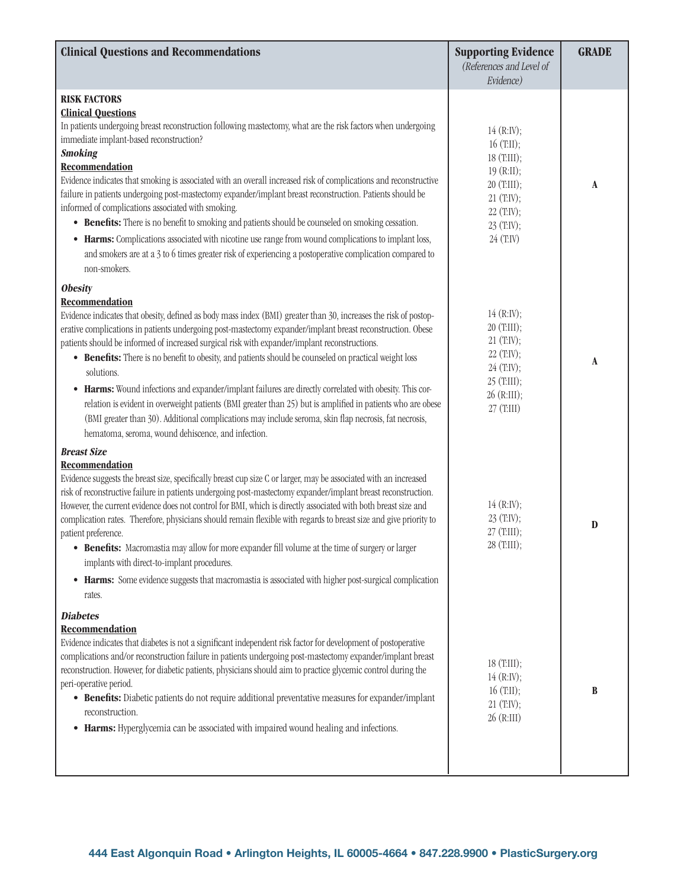| Clinical Questions and Recommendations | Supporting Evidence *(References and Level of Evidence)* | GRADE |
|---|---|---|
| **RISK FACTORS**<br>**Clinical Questions**<br>In patients undergoing breast reconstruction following mastectomy, what are the risk factors when undergoing immediate implant-based reconstruction?<br>***Smoking***<br>**Recommendation**<br>Evidence indicates that smoking is associated with an overall increased risk of complications and reconstructive failure in patients undergoing post-mastectomy expander/implant breast reconstruction. Patients should be informed of complications associated with smoking.<br>• **Benefits:** There is no benefit to smoking and patients should be counseled on smoking cessation.<br>• **Harms:** Complications associated with nicotine use range from wound complications to implant loss, and smokers are at a 3 to 6 times greater risk of experiencing a postoperative complication compared to non-smokers. | 14 (R:IV);<br>16 (T:II);<br>18 (T:III);<br>19 (R:II);<br>20 (T:III);<br>21 (T:IV);<br>22 (T:IV);<br>23 (T:IV);<br>24 (T:IV) | A |
| ***Obesity***<br>**Recommendation**<br>Evidence indicates that obesity, defined as body mass index (BMI) greater than 30, increases the risk of postoperative complications in patients undergoing post-mastectomy expander/implant breast reconstruction. Obese patients should be informed of increased surgical risk with expander/implant reconstructions.<br>• **Benefits:** There is no benefit to obesity, and patients should be counseled on practical weight loss solutions.<br>• **Harms:** Wound infections and expander/implant failures are directly correlated with obesity. This correlation is evident in overweight patients (BMI greater than 25) but is amplified in patients who are obese (BMI greater than 30). Additional complications may include seroma, skin flap necrosis, fat necrosis, hematoma, seroma, wound dehiscence, and infection. | 14 (R:IV);<br>20 (T:III);<br>21 (T:IV);<br>22 (T:IV);<br>24 (T:IV);<br>25 (T:III);<br>26 (R:III);<br>27 (T:III) | A |
| ***Breast Size***<br>**Recommendation**<br>Evidence suggests the breast size, specifically breast cup size C or larger, may be associated with an increased risk of reconstructive failure in patients undergoing post-mastectomy expander/implant breast reconstruction. However, the current evidence does not control for BMI, which is directly associated with both breast size and complication rates. Therefore, physicians should remain flexible with regards to breast size and give priority to patient preference.<br>• **Benefits:** Macromastia may allow for more expander fill volume at the time of surgery or larger implants with direct-to-implant procedures.<br>• **Harms:** Some evidence suggests that macromastia is associated with higher post-surgical complication rates. | 14 (R:IV);<br>23 (T:IV);<br>27 (T:III);<br>28 (T:III); | D |
| ***Diabetes***<br>**Recommendation**<br>Evidence indicates that diabetes is not a significant independent risk factor for development of postoperative complications and/or reconstruction failure in patients undergoing post-mastectomy expander/implant breast reconstruction. However, for diabetic patients, physicians should aim to practice glycemic control during the peri-operative period.<br>• **Benefits:** Diabetic patients do not require additional preventative measures for expander/implant reconstruction.<br>• **Harms:** Hyperglycemia can be associated with impaired wound healing and infections. | 18 (T:III);<br>14 (R:IV);<br>16 (T:II);<br>21 (T:IV);<br>26 (R:III) | B |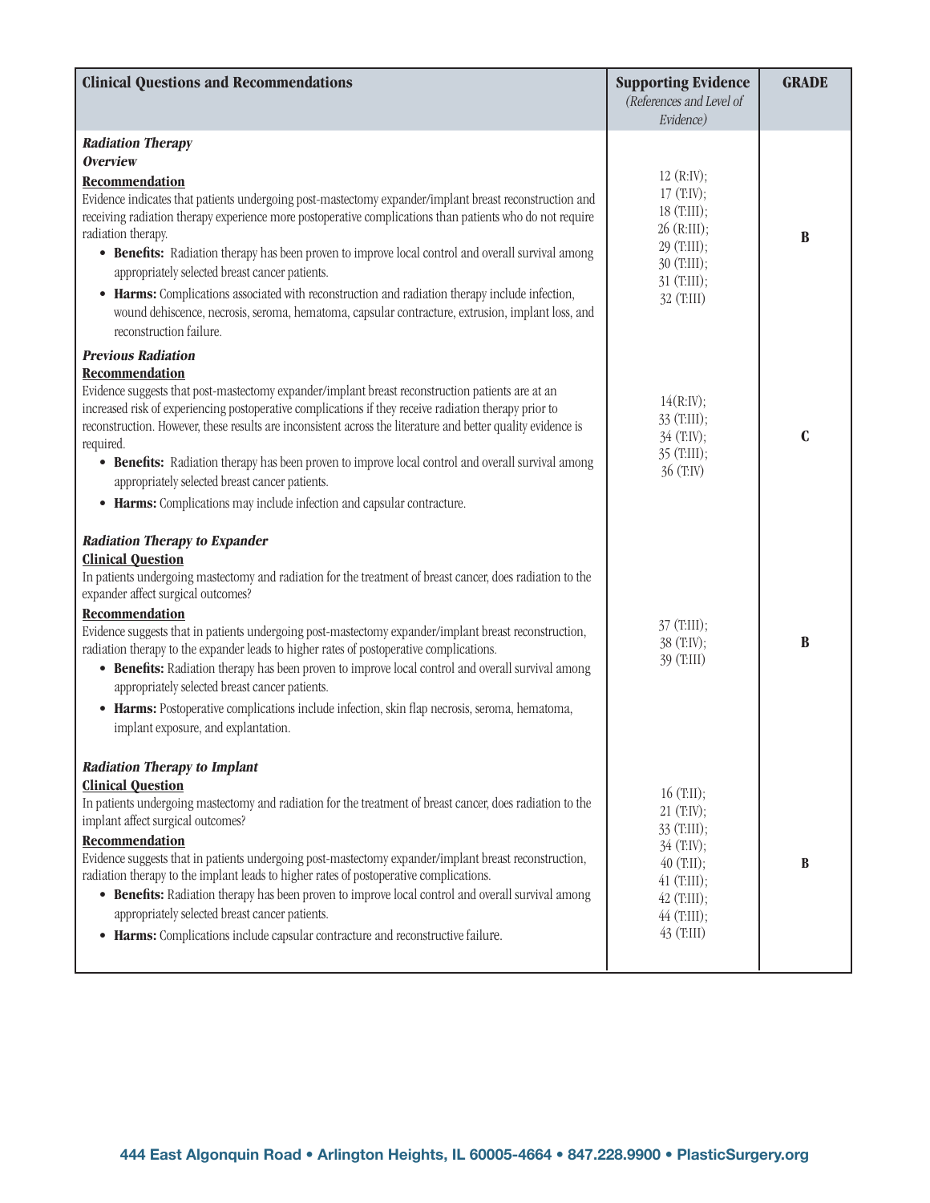| Clinical Questions and Recommendations | Supporting Evidence *(References and Level of Evidence)* | GRADE |
|---|---|---|
| ***Radiation Therapy*** <br> ***Overview*** <br> **Recommendation** <br> Evidence indicates that patients undergoing post-mastectomy expander/implant breast reconstruction and receiving radiation therapy experience more postoperative complications than patients who do not require radiation therapy. <br> • **Benefits:** Radiation therapy has been proven to improve local control and overall survival among appropriately selected breast cancer patients. <br> • **Harms:** Complications associated with reconstruction and radiation therapy include infection, wound dehiscence, necrosis, seroma, hematoma, capsular contracture, extrusion, implant loss, and reconstruction failure. | 12 (R:IV); 17 (T:IV); 18 (T:III); 26 (R:III); 29 (T:III); 30 (T:III); 31 (T:III); 32 (T:III) | **B** |
| ***Previous Radiation*** <br> **Recommendation** <br> Evidence suggests that post-mastectomy expander/implant breast reconstruction patients are at an increased risk of experiencing postoperative complications if they receive radiation therapy prior to reconstruction. However, these results are inconsistent across the literature and better quality evidence is required. <br> • **Benefits:** Radiation therapy has been proven to improve local control and overall survival among appropriately selected breast cancer patients. <br> • **Harms:** Complications may include infection and capsular contracture. | 14(R:IV); 33 (T:III); 34 (T:IV); 35 (T:III); 36 (T:IV) | **C** |
| ***Radiation Therapy to Expander*** <br> **Clinical Question** <br> In patients undergoing mastectomy and radiation for the treatment of breast cancer, does radiation to the expander affect surgical outcomes? <br> **Recommendation** <br> Evidence suggests that in patients undergoing post-mastectomy expander/implant breast reconstruction, radiation therapy to the expander leads to higher rates of postoperative complications. <br> • **Benefits:** Radiation therapy has been proven to improve local control and overall survival among appropriately selected breast cancer patients. <br> • **Harms:** Postoperative complications include infection, skin flap necrosis, seroma, hematoma, implant exposure, and explantation. | 37 (T:III); 38 (T:IV); 39 (T:III) | **B** |
| ***Radiation Therapy to Implant*** <br> **Clinical Question** <br> In patients undergoing mastectomy and radiation for the treatment of breast cancer, does radiation to the implant affect surgical outcomes? <br> **Recommendation** <br> Evidence suggests that in patients undergoing post-mastectomy expander/implant breast reconstruction, radiation therapy to the implant leads to higher rates of postoperative complications. <br> • **Benefits:** Radiation therapy has been proven to improve local control and overall survival among appropriately selected breast cancer patients. <br> • **Harms:** Complications include capsular contracture and reconstructive failure. | 16 (T:II); 21 (T:IV); 33 (T:III); 34 (T:IV); 40 (T:II); 41 (T:III); 42 (T:III); 44 (T:III); 43 (T:III) | **B** |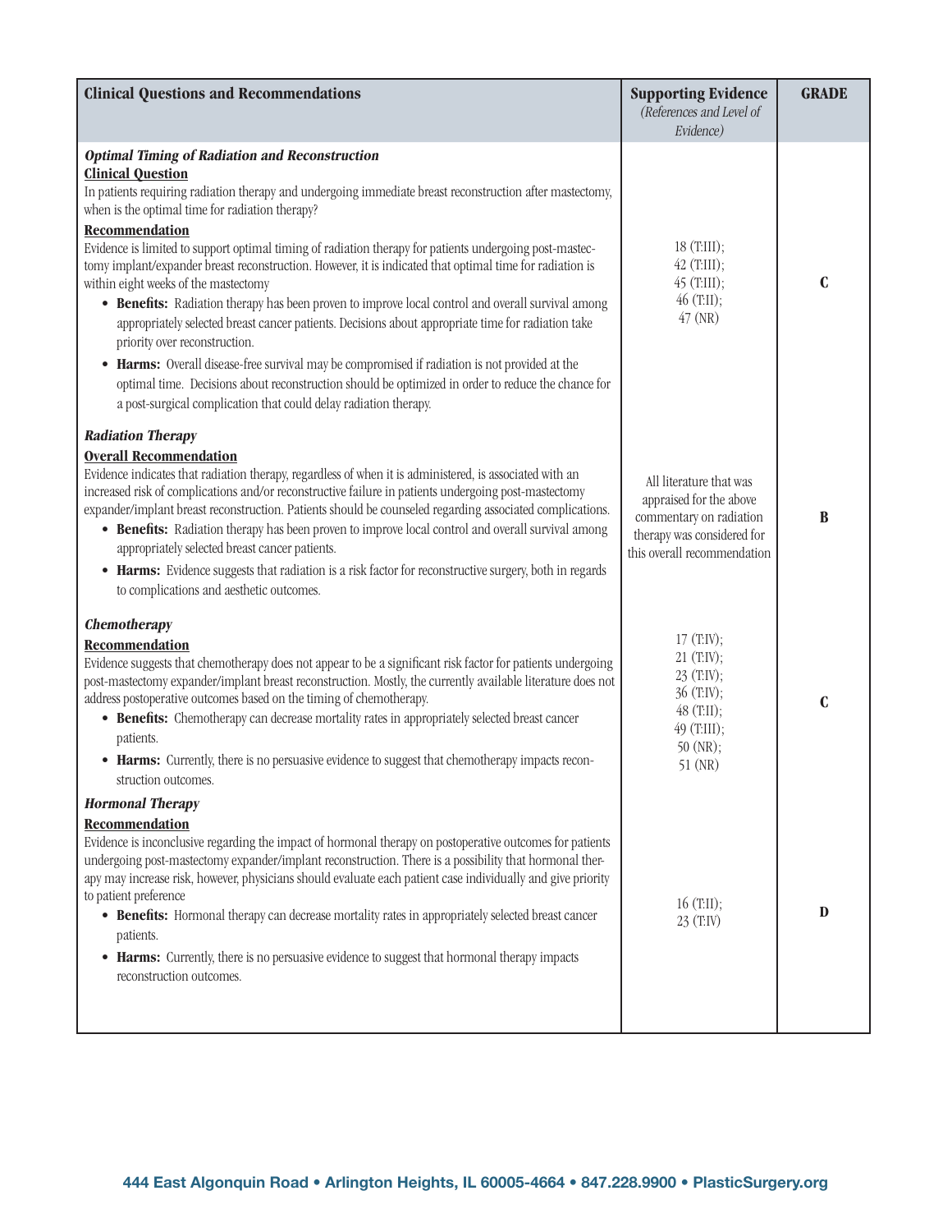| Clinical Questions and Recommendations | Supporting Evidence *(References and Level of Evidence)* | GRADE |
|---|---|---|
| ***Optimal Timing of Radiation and Reconstruction*** <br> **Clinical Question** <br> In patients requiring radiation therapy and undergoing immediate breast reconstruction after mastectomy, when is the optimal time for radiation therapy? <br> **Recommendation** <br> Evidence is limited to support optimal timing of radiation therapy for patients undergoing post-mastectomy implant/expander breast reconstruction. However, it is indicated that optimal time for radiation is within eight weeks of the mastectomy <br> • **Benefits:** Radiation therapy has been proven to improve local control and overall survival among appropriately selected breast cancer patients. Decisions about appropriate time for radiation take priority over reconstruction. <br> • **Harms:** Overall disease-free survival may be compromised if radiation is not provided at the optimal time. Decisions about reconstruction should be optimized in order to reduce the chance for a post-surgical complication that could delay radiation therapy. | 18 (T:III); <br> 42 (T:III); <br> 45 (T:III); <br> 46 (T:II); <br> 47 (NR) | **C** |
| ***Radiation Therapy*** <br> **Overall Recommendation** <br> Evidence indicates that radiation therapy, regardless of when it is administered, is associated with an increased risk of complications and/or reconstructive failure in patients undergoing post-mastectomy expander/implant breast reconstruction. Patients should be counseled regarding associated complications. <br> • **Benefits:** Radiation therapy has been proven to improve local control and overall survival among appropriately selected breast cancer patients. <br> • **Harms:** Evidence suggests that radiation is a risk factor for reconstructive surgery, both in regards to complications and aesthetic outcomes. | All literature that was appraised for the above commentary on radiation therapy was considered for this overall recommendation | **B** |
| ***Chemotherapy*** <br> **Recommendation** <br> Evidence suggests that chemotherapy does not appear to be a significant risk factor for patients undergoing post-mastectomy expander/implant breast reconstruction. Mostly, the currently available literature does not address postoperative outcomes based on the timing of chemotherapy. <br> • **Benefits:** Chemotherapy can decrease mortality rates in appropriately selected breast cancer patients. <br> • **Harms:** Currently, there is no persuasive evidence to suggest that chemotherapy impacts reconstruction outcomes. | 17 (T:IV); <br> 21 (T:IV); <br> 23 (T:IV); <br> 36 (T:IV); <br> 48 (T:II); <br> 49 (T:III); <br> 50 (NR); <br> 51 (NR) | **C** |
| ***Hormonal Therapy*** <br> **Recommendation** <br> Evidence is inconclusive regarding the impact of hormonal therapy on postoperative outcomes for patients undergoing post-mastectomy expander/implant reconstruction. There is a possibility that hormonal therapy may increase risk, however, physicians should evaluate each patient case individually and give priority to patient preference <br> • **Benefits:** Hormonal therapy can decrease mortality rates in appropriately selected breast cancer patients. <br> • **Harms:** Currently, there is no persuasive evidence to suggest that hormonal therapy impacts reconstruction outcomes. | 16 (T:II); <br> 23 (T:IV) | **D** |

444 East Algonquin Road • Arlington Heights, IL 60005-4664 • 847.228.9900 • PlasticSurgery.org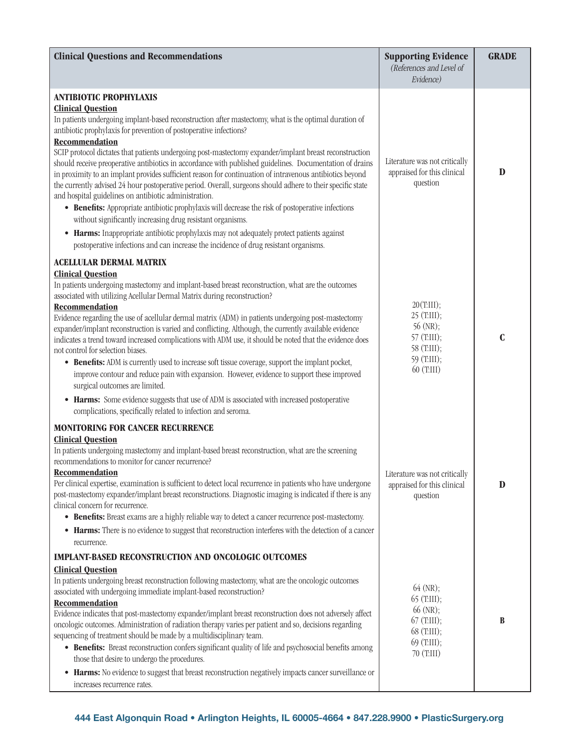| Clinical Questions and Recommendations | Supporting Evidence *(References and Level of Evidence)* | GRADE |
|---|---|---|
| **ANTIBIOTIC PROPHYLAXIS**<br>**Clinical Question**<br>In patients undergoing implant-based reconstruction after mastectomy, what is the optimal duration of antibiotic prophylaxis for prevention of postoperative infections?<br>**Recommendation**<br>SCIP protocol dictates that patients undergoing post-mastectomy expander/implant breast reconstruction should receive preoperative antibiotics in accordance with published guidelines. Documentation of drains in proximity to an implant provides sufficient reason for continuation of intravenous antibiotics beyond the currently advised 24 hour postoperative period. Overall, surgeons should adhere to their specific state and hospital guidelines on antibiotic administration.<br>• **Benefits:** Appropriate antibiotic prophylaxis will decrease the risk of postoperative infections without significantly increasing drug resistant organisms.<br>• **Harms:** Inappropriate antibiotic prophylaxis may not adequately protect patients against postoperative infections and can increase the incidence of drug resistant organisms. | Literature was not critically appraised for this clinical question | **D** |
| **ACELLULAR DERMAL MATRIX**<br>**Clinical Question**<br>In patients undergoing mastectomy and implant-based breast reconstruction, what are the outcomes associated with utilizing Acellular Dermal Matrix during reconstruction?<br>**Recommendation**<br>Evidence regarding the use of acellular dermal matrix (ADM) in patients undergoing post-mastectomy expander/implant reconstruction is varied and conflicting. Although, the currently available evidence indicates a trend toward increased complications with ADM use, it should be noted that the evidence does not control for selection biases.<br>• **Benefits:** ADM is currently used to increase soft tissue coverage, support the implant pocket, improve contour and reduce pain with expansion. However, evidence to support these improved surgical outcomes are limited.<br>• **Harms:** Some evidence suggests that use of ADM is associated with increased postoperative complications, specifically related to infection and seroma. | 20(T:III);<br>25 (T:III);<br>56 (NR);<br>57 (T:III);<br>58 (T:III);<br>59 (T:III);<br>60 (T:III) | **C** |
| **MONITORING FOR CANCER RECURRENCE**<br>**Clinical Question**<br>In patients undergoing mastectomy and implant-based breast reconstruction, what are the screening recommendations to monitor for cancer recurrence?<br>**Recommendation**<br>Per clinical expertise, examination is sufficient to detect local recurrence in patients who have undergone post-mastectomy expander/implant breast reconstructions. Diagnostic imaging is indicated if there is any clinical concern for recurrence.<br>• **Benefits:** Breast exams are a highly reliable way to detect a cancer recurrence post-mastectomy.<br>• **Harms:** There is no evidence to suggest that reconstruction interferes with the detection of a cancer recurrence. | Literature was not critically appraised for this clinical question | **D** |
| **IMPLANT-BASED RECONSTRUCTION AND ONCOLOGIC OUTCOMES**<br>**Clinical Question**<br>In patients undergoing breast reconstruction following mastectomy, what are the oncologic outcomes associated with undergoing immediate implant-based reconstruction?<br>**Recommendation**<br>Evidence indicates that post-mastectomy expander/implant breast reconstruction does not adversely affect oncologic outcomes. Administration of radiation therapy varies per patient and so, decisions regarding sequencing of treatment should be made by a multidisciplinary team.<br>• **Benefits:** Breast reconstruction confers significant quality of life and psychosocial benefits among those that desire to undergo the procedures.<br>• **Harms:** No evidence to suggest that breast reconstruction negatively impacts cancer surveillance or increases recurrence rates. | 64 (NR);<br>65 (T:III);<br>66 (NR);<br>67 (T:III);<br>68 (T:III);<br>69 (T:III);<br>70 (T:III) | **B** |

**444 East Algonquin Road • Arlington Heights, IL 60005-4664 • 847.228.9900 • PlasticSurgery.org**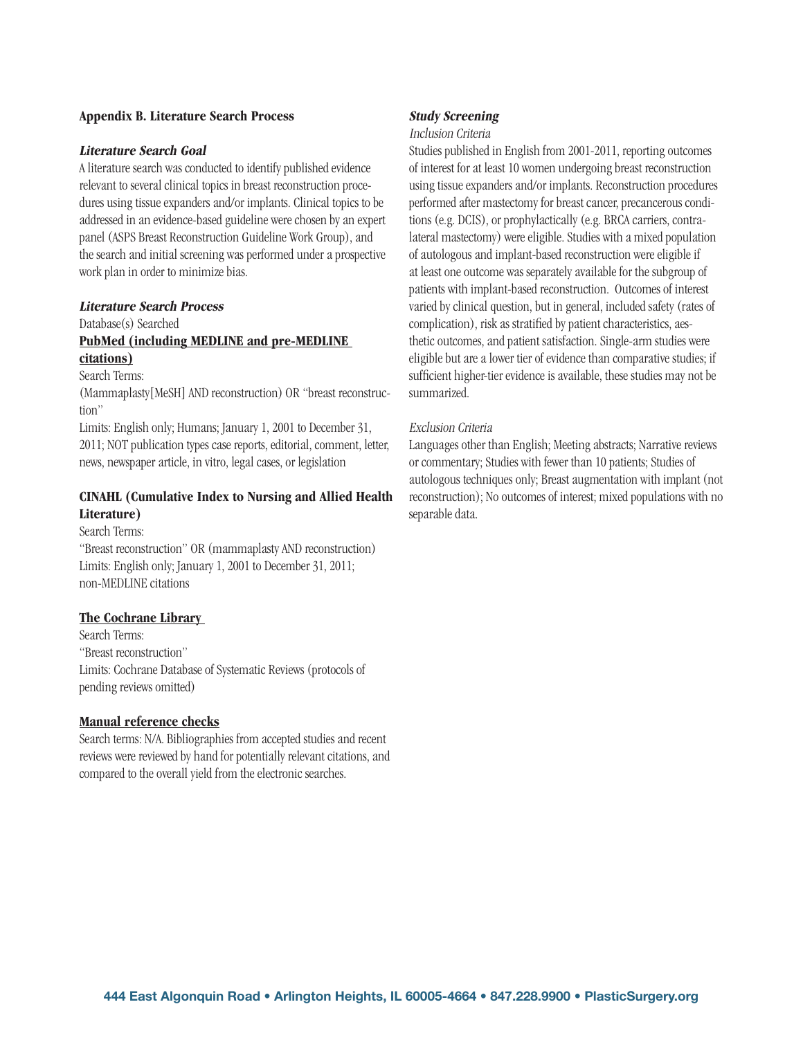## Appendix B. Literature Search Process

### *Literature Search Goal*

A literature search was conducted to identify published evidence relevant to several clinical topics in breast reconstruction procedures using tissue expanders and/or implants. Clinical topics to be addressed in an evidence-based guideline were chosen by an expert panel (ASPS Breast Reconstruction Guideline Work Group), and the search and initial screening was performed under a prospective work plan in order to minimize bias.

### *Literature Search Process*

Database(s) Searched

**PubMed (including MEDLINE and pre-MEDLINE citations)**

Search Terms:

(Mammaplasty[MeSH] AND reconstruction) OR "breast reconstruction"

Limits: English only; Humans; January 1, 2001 to December 31, 2011; NOT publication types case reports, editorial, comment, letter, news, newspaper article, in vitro, legal cases, or legislation

**CINAHL (Cumulative Index to Nursing and Allied Health Literature)**

Search Terms:

"Breast reconstruction" OR (mammaplasty AND reconstruction)

Limits: English only; January 1, 2001 to December 31, 2011; non-MEDLINE citations

**The Cochrane Library**

Search Terms:

"Breast reconstruction"

Limits: Cochrane Database of Systematic Reviews (protocols of pending reviews omitted)

**Manual reference checks**

Search terms: N/A. Bibliographies from accepted studies and recent reviews were reviewed by hand for potentially relevant citations, and compared to the overall yield from the electronic searches.

### *Study Screening*

*Inclusion Criteria*

Studies published in English from 2001-2011, reporting outcomes of interest for at least 10 women undergoing breast reconstruction using tissue expanders and/or implants. Reconstruction procedures performed after mastectomy for breast cancer, precancerous conditions (e.g. DCIS), or prophylactically (e.g. BRCA carriers, contralateral mastectomy) were eligible. Studies with a mixed population of autologous and implant-based reconstruction were eligible if at least one outcome was separately available for the subgroup of patients with implant-based reconstruction. Outcomes of interest varied by clinical question, but in general, included safety (rates of complication), risk as stratified by patient characteristics, aesthetic outcomes, and patient satisfaction. Single-arm studies were eligible but are a lower tier of evidence than comparative studies; if sufficient higher-tier evidence is available, these studies may not be summarized.

*Exclusion Criteria*

Languages other than English; Meeting abstracts; Narrative reviews or commentary; Studies with fewer than 10 patients; Studies of autologous techniques only; Breast augmentation with implant (not reconstruction); No outcomes of interest; mixed populations with no separable data.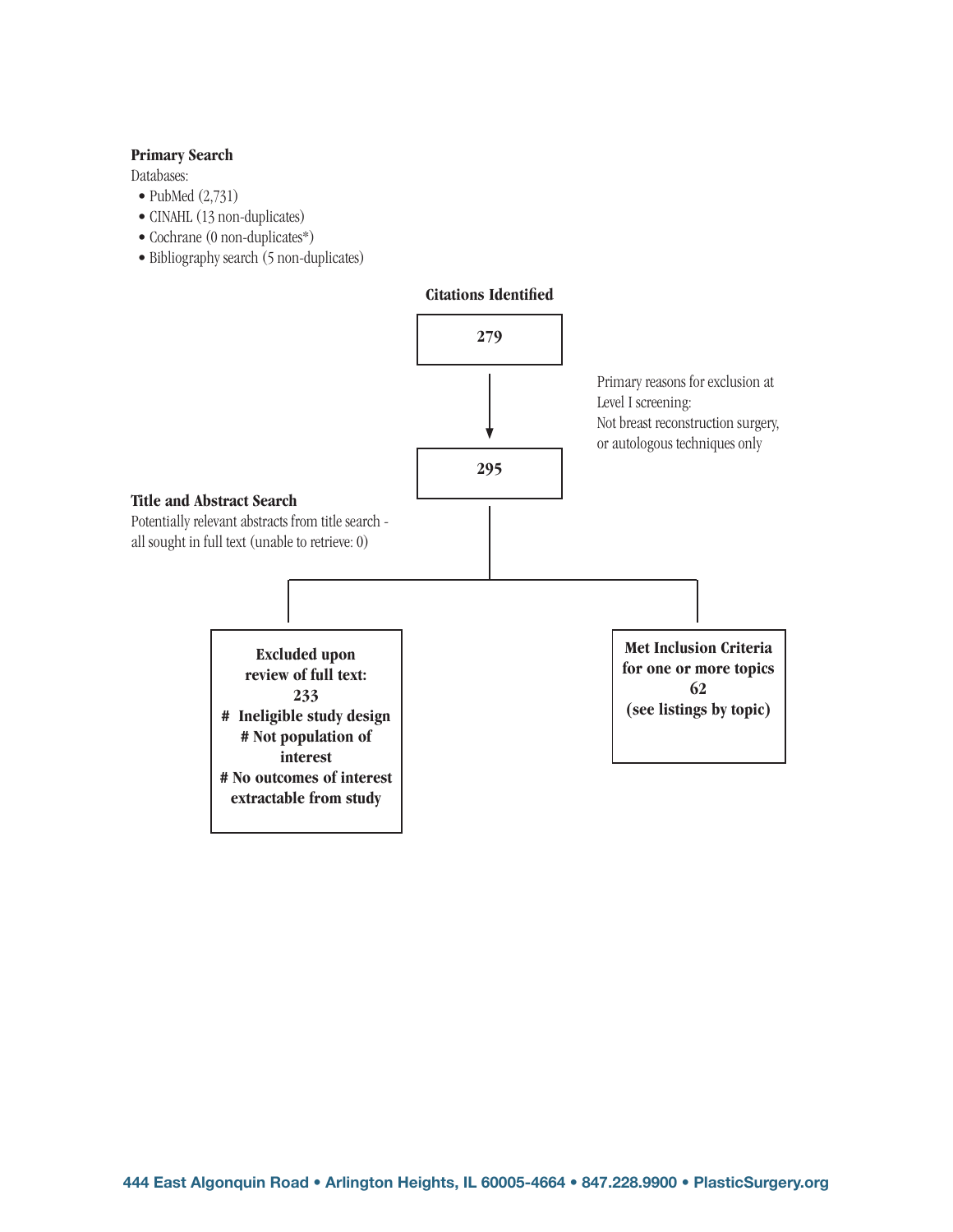**Primary Search**

Databases:

- PubMed (2,731)
- CINAHL (13 non-duplicates)
- Cochrane (0 non-duplicates*)
- Bibliography search (5 non-duplicates)

**Citations Identified**

**279**

↓

Primary reasons for exclusion at Level I screening:
Not breast reconstruction surgery, or autologous techniques only

**295**

**Title and Abstract Search**

Potentially relevant abstracts from title search - all sought in full text (unable to retrieve: 0)

**Excluded upon review of full text: 233**
**# Ineligible study design**
**# Not population of interest**
**# No outcomes of interest extractable from study**

**Met Inclusion Criteria for one or more topics 62 (see listings by topic)**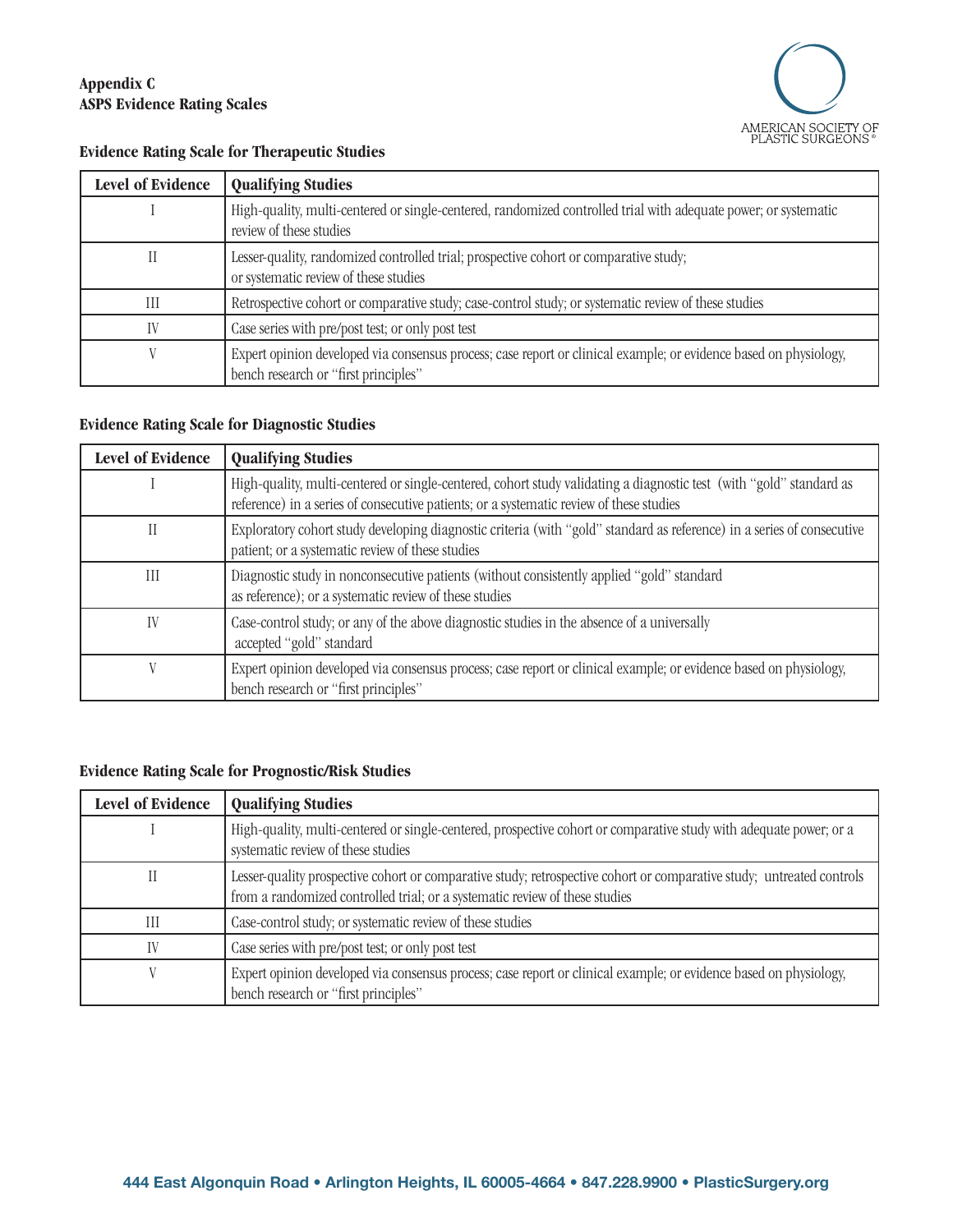**Appendix C**
**ASPS Evidence Rating Scales**

AMERICAN SOCIETY OF PLASTIC SURGEONS®

### Evidence Rating Scale for Therapeutic Studies

| Level of Evidence | Qualifying Studies |
|---|---|
| I | High-quality, multi-centered or single-centered, randomized controlled trial with adequate power; or systematic review of these studies |
| II | Lesser-quality, randomized controlled trial; prospective cohort or comparative study; or systematic review of these studies |
| III | Retrospective cohort or comparative study; case-control study; or systematic review of these studies |
| IV | Case series with pre/post test; or only post test |
| V | Expert opinion developed via consensus process; case report or clinical example; or evidence based on physiology, bench research or "first principles" |

### Evidence Rating Scale for Diagnostic Studies

| Level of Evidence | Qualifying Studies |
|---|---|
| I | High-quality, multi-centered or single-centered, cohort study validating a diagnostic test (with "gold" standard as reference) in a series of consecutive patients; or a systematic review of these studies |
| II | Exploratory cohort study developing diagnostic criteria (with "gold" standard as reference) in a series of consecutive patient; or a systematic review of these studies |
| III | Diagnostic study in nonconsecutive patients (without consistently applied "gold" standard as reference); or a systematic review of these studies |
| IV | Case-control study; or any of the above diagnostic studies in the absence of a universally accepted "gold" standard |
| V | Expert opinion developed via consensus process; case report or clinical example; or evidence based on physiology, bench research or "first principles" |

### Evidence Rating Scale for Prognostic/Risk Studies

| Level of Evidence | Qualifying Studies |
|---|---|
| I | High-quality, multi-centered or single-centered, prospective cohort or comparative study with adequate power; or a systematic review of these studies |
| II | Lesser-quality prospective cohort or comparative study; retrospective cohort or comparative study; untreated controls from a randomized controlled trial; or a systematic review of these studies |
| III | Case-control study; or systematic review of these studies |
| IV | Case series with pre/post test; or only post test |
| V | Expert opinion developed via consensus process; case report or clinical example; or evidence based on physiology, bench research or "first principles" |

**444 East Algonquin Road • Arlington Heights, IL 60005-4664 • 847.228.9900 • PlasticSurgery.org**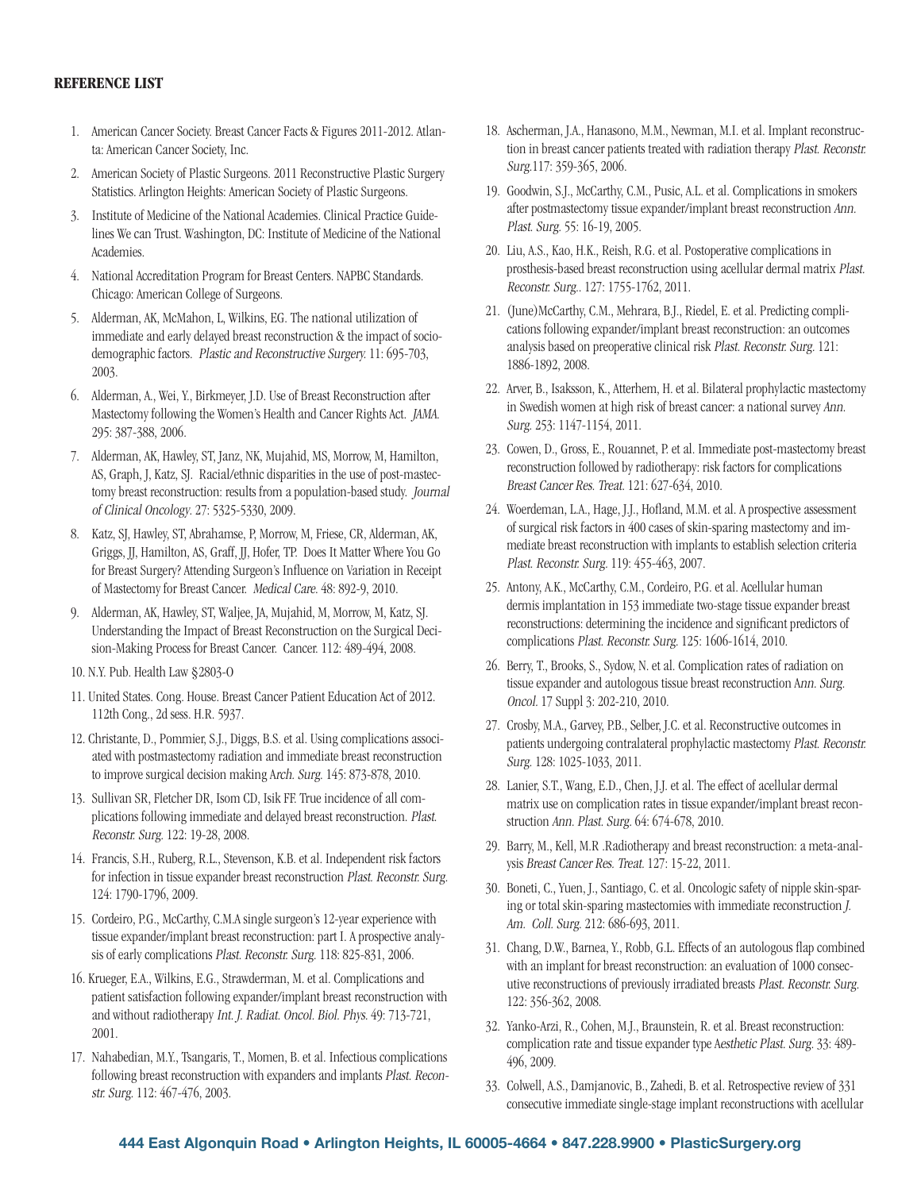**REFERENCE LIST**

1. American Cancer Society. Breast Cancer Facts & Figures 2011-2012. Atlanta: American Cancer Society, Inc.
2. American Society of Plastic Surgeons. 2011 Reconstructive Plastic Surgery Statistics. Arlington Heights: American Society of Plastic Surgeons.
3. Institute of Medicine of the National Academies. Clinical Practice Guidelines We can Trust. Washington, DC: Institute of Medicine of the National Academies.
4. National Accreditation Program for Breast Centers. NAPBC Standards. Chicago: American College of Surgeons.
5. Alderman, AK, McMahon, L, Wilkins, EG. The national utilization of immediate and early delayed breast reconstruction & the impact of sociodemographic factors. *Plastic and Reconstructive Surgery.* 11: 695-703, 2003.
6. Alderman, A., Wei, Y., Birkmeyer, J.D. Use of Breast Reconstruction after Mastectomy following the Women's Health and Cancer Rights Act. *JAMA.* 295: 387-388, 2006.
7. Alderman, AK, Hawley, ST, Janz, NK, Mujahid, MS, Morrow, M, Hamilton, AS, Graph, J, Katz, SJ. Racial/ethnic disparities in the use of post-mastectomy breast reconstruction: results from a population-based study. *Journal of Clinical Oncology*. 27: 5325-5330, 2009.
8. Katz, SJ, Hawley, ST, Abrahamse, P, Morrow, M, Friese, CR, Alderman, AK, Griggs, JJ, Hamilton, AS, Graff, JJ, Hofer, TP. Does It Matter Where You Go for Breast Surgery? Attending Surgeon's Influence on Variation in Receipt of Mastectomy for Breast Cancer. *Medical Care*. 48: 892-9, 2010.
9. Alderman, AK, Hawley, ST, Waljee, JA, Mujahid, M, Morrow, M, Katz, SJ. Understanding the Impact of Breast Reconstruction on the Surgical Decision-Making Process for Breast Cancer. Cancer. 112: 489-494, 2008.
10. N.Y. Pub. Health Law §2803-O
11. United States. Cong. House. Breast Cancer Patient Education Act of 2012. 112th Cong., 2d sess. H.R. 5937.
12. Christante, D., Pommier, S.J., Diggs, B.S. et al. Using complications associated with postmastectomy radiation and immediate breast reconstruction to improve surgical decision making *Arch. Surg.* 145: 873-878, 2010.
13. Sullivan SR, Fletcher DR, Isom CD, Isik FF. True incidence of all complications following immediate and delayed breast reconstruction. *Plast. Reconstr. Surg.* 122: 19-28, 2008.
14. Francis, S.H., Ruberg, R.L., Stevenson, K.B. et al. Independent risk factors for infection in tissue expander breast reconstruction *Plast. Reconstr. Surg.* 124: 1790-1796, 2009.
15. Cordeiro, P.G., McCarthy, C.M.A single surgeon's 12-year experience with tissue expander/implant breast reconstruction: part I. A prospective analysis of early complications *Plast. Reconstr. Surg.* 118: 825-831, 2006.
16. Krueger, E.A., Wilkins, E.G., Strawderman, M. et al. Complications and patient satisfaction following expander/implant breast reconstruction with and without radiotherapy *Int. J. Radiat. Oncol. Biol. Phys.* 49: 713-721, 2001.
17. Nahabedian, M.Y., Tsangaris, T., Momen, B. et al. Infectious complications following breast reconstruction with expanders and implants *Plast. Reconstr. Surg.* 112: 467-476, 2003.
18. Ascherman, J.A., Hanasono, M.M., Newman, M.I. et al. Implant reconstruction in breast cancer patients treated with radiation therapy *Plast. Reconstr. Surg.*117: 359-365, 2006.
19. Goodwin, S.J., McCarthy, C.M., Pusic, A.L. et al. Complications in smokers after postmastectomy tissue expander/implant breast reconstruction *Ann. Plast. Surg.* 55: 16-19, 2005.
20. Liu, A.S., Kao, H.K., Reish, R.G. et al. Postoperative complications in prosthesis-based breast reconstruction using acellular dermal matrix *Plast. Reconstr. Surg.*. 127: 1755-1762, 2011.
21. (June)McCarthy, C.M., Mehrara, B.J., Riedel, E. et al. Predicting complications following expander/implant breast reconstruction: an outcomes analysis based on preoperative clinical risk *Plast. Reconstr. Surg.* 121: 1886-1892, 2008.
22. Arver, B., Isaksson, K., Atterhem, H. et al. Bilateral prophylactic mastectomy in Swedish women at high risk of breast cancer: a national survey *Ann. Surg.* 253: 1147-1154, 2011.
23. Cowen, D., Gross, E., Rouannet, P. et al. Immediate post-mastectomy breast reconstruction followed by radiotherapy: risk factors for complications *Breast Cancer Res. Treat.* 121: 627-634, 2010.
24. Woerdeman, L.A., Hage, J.J., Hofland, M.M. et al. A prospective assessment of surgical risk factors in 400 cases of skin-sparing mastectomy and immediate breast reconstruction with implants to establish selection criteria *Plast. Reconstr. Surg.* 119: 455-463, 2007.
25. Antony, A.K., McCarthy, C.M., Cordeiro, P.G. et al. Acellular human dermis implantation in 153 immediate two-stage tissue expander breast reconstructions: determining the incidence and significant predictors of complications *Plast. Reconstr. Surg.* 125: 1606-1614, 2010.
26. Berry, T., Brooks, S., Sydow, N. et al. Complication rates of radiation on tissue expander and autologous tissue breast reconstruction *Ann. Surg. Oncol.* 17 Suppl 3: 202-210, 2010.
27. Crosby, M.A., Garvey, P.B., Selber, J.C. et al. Reconstructive outcomes in patients undergoing contralateral prophylactic mastectomy *Plast. Reconstr. Surg.* 128: 1025-1033, 2011.
28. Lanier, S.T., Wang, E.D., Chen, J.J. et al. The effect of acellular dermal matrix use on complication rates in tissue expander/implant breast reconstruction *Ann. Plast. Surg.* 64: 674-678, 2010.
29. Barry, M., Kell, M.R .Radiotherapy and breast reconstruction: a meta-analysis *Breast Cancer Res. Treat.* 127: 15-22, 2011.
30. Boneti, C., Yuen, J., Santiago, C. et al. Oncologic safety of nipple skin-sparing or total skin-sparing mastectomies with immediate reconstruction *J. Am. Coll. Surg.* 212: 686-693, 2011.
31. Chang, D.W., Barnea, Y., Robb, G.L. Effects of an autologous flap combined with an implant for breast reconstruction: an evaluation of 1000 consecutive reconstructions of previously irradiated breasts *Plast. Reconstr. Surg.* 122: 356-362, 2008.
32. Yanko-Arzi, R., Cohen, M.J., Braunstein, R. et al. Breast reconstruction: complication rate and tissue expander type *Aesthetic Plast. Surg.* 33: 489-496, 2009.
33. Colwell, A.S., Damjanovic, B., Zahedi, B. et al. Retrospective review of 331 consecutive immediate single-stage implant reconstructions with acellular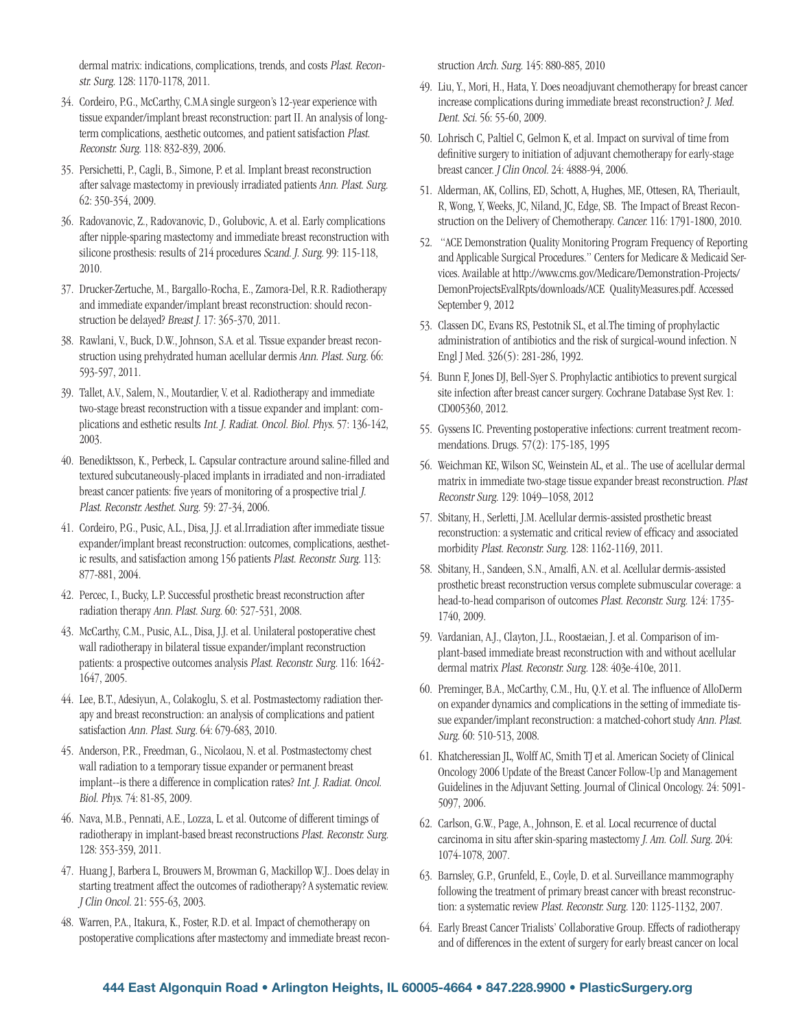dermal matrix: indications, complications, trends, and costs *Plast. Reconstr. Surg.* 128: 1170-1178, 2011.

34. Cordeiro, P.G., McCarthy, C.M.A single surgeon's 12-year experience with tissue expander/implant breast reconstruction: part II. An analysis of long-term complications, aesthetic outcomes, and patient satisfaction *Plast. Reconstr. Surg.* 118: 832-839, 2006.
35. Persichetti, P., Cagli, B., Simone, P. et al. Implant breast reconstruction after salvage mastectomy in previously irradiated patients *Ann. Plast. Surg.* 62: 350-354, 2009.
36. Radovanovic, Z., Radovanovic, D., Golubovic, A. et al. Early complications after nipple-sparing mastectomy and immediate breast reconstruction with silicone prosthesis: results of 214 procedures *Scand. J. Surg.* 99: 115-118, 2010.
37. Drucker-Zertuche, M., Bargallo-Rocha, E., Zamora-Del, R.R. Radiotherapy and immediate expander/implant breast reconstruction: should reconstruction be delayed? *Breast J.* 17: 365-370, 2011.
38. Rawlani, V., Buck, D.W., Johnson, S.A. et al. Tissue expander breast reconstruction using prehydrated human acellular dermis *Ann. Plast. Surg.* 66: 593-597, 2011.
39. Tallet, A.V., Salem, N., Moutardier, V. et al. Radiotherapy and immediate two-stage breast reconstruction with a tissue expander and implant: complications and esthetic results *Int. J. Radiat. Oncol. Biol. Phys.* 57: 136-142, 2003.
40. Benediktsson, K., Perbeck, L. Capsular contracture around saline-filled and textured subcutaneously-placed implants in irradiated and non-irradiated breast cancer patients: five years of monitoring of a prospective trial *J. Plast. Reconstr. Aesthet. Surg.* 59: 27-34, 2006.
41. Cordeiro, P.G., Pusic, A.L., Disa, J.J. et al.Irradiation after immediate tissue expander/implant breast reconstruction: outcomes, complications, aesthetic results, and satisfaction among 156 patients *Plast. Reconstr. Surg.* 113: 877-881, 2004.
42. Percec, I., Bucky, L.P. Successful prosthetic breast reconstruction after radiation therapy *Ann. Plast. Surg.* 60: 527-531, 2008.
43. McCarthy, C.M., Pusic, A.L., Disa, J.J. et al. Unilateral postoperative chest wall radiotherapy in bilateral tissue expander/implant reconstruction patients: a prospective outcomes analysis *Plast. Reconstr. Surg.* 116: 1642-1647, 2005.
44. Lee, B.T., Adesiyun, A., Colakoglu, S. et al. Postmastectomy radiation therapy and breast reconstruction: an analysis of complications and patient satisfaction *Ann. Plast. Surg.* 64: 679-683, 2010.
45. Anderson, P.R., Freedman, G., Nicolaou, N. et al. Postmastectomy chest wall radiation to a temporary tissue expander or permanent breast implant--is there a difference in complication rates? *Int. J. Radiat. Oncol. Biol. Phys.* 74: 81-85, 2009.
46. Nava, M.B., Pennati, A.E., Lozza, L. et al. Outcome of different timings of radiotherapy in implant-based breast reconstructions *Plast. Reconstr. Surg.* 128: 353-359, 2011.
47. Huang J, Barbera L, Brouwers M, Browman G, Mackillop W.J.. Does delay in starting treatment affect the outcomes of radiotherapy? A systematic review. *J Clin Oncol.* 21: 555-63, 2003.
48. Warren, P.A., Itakura, K., Foster, R.D. et al. Impact of chemotherapy on postoperative complications after mastectomy and immediate breast reconstruction *Arch. Surg.* 145: 880-885, 2010
49. Liu, Y., Mori, H., Hata, Y. Does neoadjuvant chemotherapy for breast cancer increase complications during immediate breast reconstruction? *J. Med. Dent. Sci.* 56: 55-60, 2009.
50. Lohrisch C, Paltiel C, Gelmon K, et al. Impact on survival of time from definitive surgery to initiation of adjuvant chemotherapy for early-stage breast cancer. *J Clin Oncol.* 24: 4888-94, 2006.
51. Alderman, AK, Collins, ED, Schott, A, Hughes, ME, Ottesen, RA, Theriault, R, Wong, Y, Weeks, JC, Niland, JC, Edge, SB. The Impact of Breast Reconstruction on the Delivery of Chemotherapy. *Cancer.* 116: 1791-1800, 2010.
52. "ACE Demonstration Quality Monitoring Program Frequency of Reporting and Applicable Surgical Procedures." Centers for Medicare & Medicaid Services. Available at http://www.cms.gov/Medicare/Demonstration-Projects/DemonProjectsEvalRpts/downloads/ACE QualityMeasures.pdf. Accessed September 9, 2012
53. Classen DC, Evans RS, Pestotnik SL, et al.The timing of prophylactic administration of antibiotics and the risk of surgical-wound infection. N Engl J Med. 326(5): 281-286, 1992.
54. Bunn F, Jones DJ, Bell-Syer S. Prophylactic antibiotics to prevent surgical site infection after breast cancer surgery. Cochrane Database Syst Rev. 1: CD005360, 2012.
55. Gyssens IC. Preventing postoperative infections: current treatment recommendations. Drugs. 57(2): 175-185, 1995
56. Weichman KE, Wilson SC, Weinstein AL, et al.. The use of acellular dermal matrix in immediate two-stage tissue expander breast reconstruction. *Plast Reconstr Surg.* 129: 1049–1058, 2012
57. Sbitany, H., Serletti, J.M. Acellular dermis-assisted prosthetic breast reconstruction: a systematic and critical review of efficacy and associated morbidity *Plast. Reconstr. Surg.* 128: 1162-1169, 2011.
58. Sbitany, H., Sandeen, S.N., Amalfi, A.N. et al. Acellular dermis-assisted prosthetic breast reconstruction versus complete submuscular coverage: a head-to-head comparison of outcomes *Plast. Reconstr. Surg.* 124: 1735-1740, 2009.
59. Vardanian, A.J., Clayton, J.L., Roostaeian, J. et al. Comparison of implant-based immediate breast reconstruction with and without acellular dermal matrix *Plast. Reconstr. Surg.* 128: 403e-410e, 2011.
60. Preminger, B.A., McCarthy, C.M., Hu, Q.Y. et al. The influence of AlloDerm on expander dynamics and complications in the setting of immediate tissue expander/implant reconstruction: a matched-cohort study *Ann. Plast. Surg.* 60: 510-513, 2008.
61. Khatcheressian JL, Wolff AC, Smith TJ et al. American Society of Clinical Oncology 2006 Update of the Breast Cancer Follow-Up and Management Guidelines in the Adjuvant Setting. Journal of Clinical Oncology. 24: 5091-5097, 2006.
62. Carlson, G.W., Page, A., Johnson, E. et al. Local recurrence of ductal carcinoma in situ after skin-sparing mastectomy *J. Am. Coll. Surg.* 204: 1074-1078, 2007.
63. Barnsley, G.P., Grunfeld, E., Coyle, D. et al. Surveillance mammography following the treatment of primary breast cancer with breast reconstruction: a systematic review *Plast. Reconstr. Surg.* 120: 1125-1132, 2007.
64. Early Breast Cancer Trialists' Collaborative Group. Effects of radiotherapy and of differences in the extent of surgery for early breast cancer on local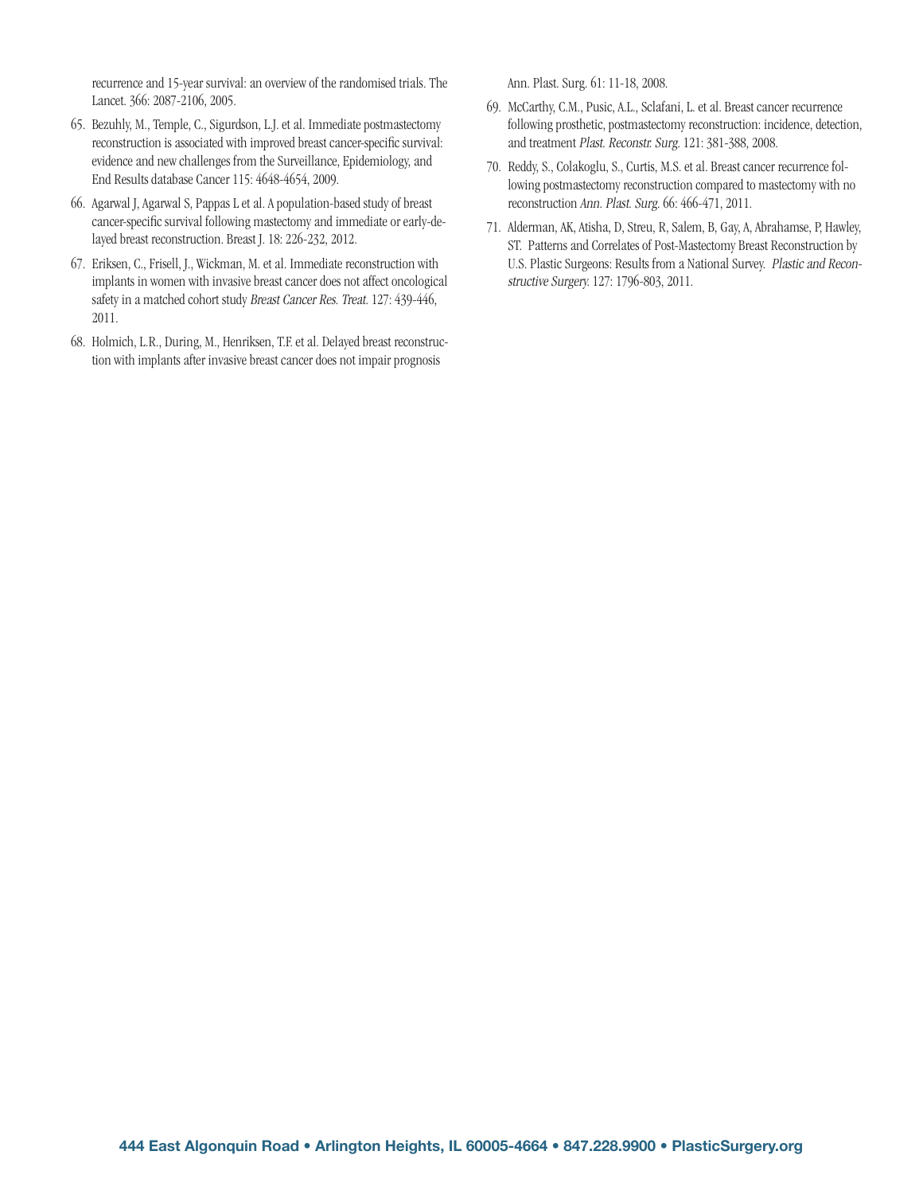recurrence and 15-year survival: an overview of the randomised trials. The Lancet. 366: 2087-2106, 2005.

65. Bezuhly, M., Temple, C., Sigurdson, L.J. et al. Immediate postmastectomy reconstruction is associated with improved breast cancer-specific survival: evidence and new challenges from the Surveillance, Epidemiology, and End Results database Cancer 115: 4648-4654, 2009.

66. Agarwal J, Agarwal S, Pappas L et al. A population-based study of breast cancer-specific survival following mastectomy and immediate or early-delayed breast reconstruction. Breast J. 18: 226-232, 2012.

67. Eriksen, C., Frisell, J., Wickman, M. et al. Immediate reconstruction with implants in women with invasive breast cancer does not affect oncological safety in a matched cohort study *Breast Cancer Res. Treat.* 127: 439-446, 2011.

68. Holmich, L.R., During, M., Henriksen, T.F. et al. Delayed breast reconstruction with implants after invasive breast cancer does not impair prognosis Ann. Plast. Surg. 61: 11-18, 2008.

69. McCarthy, C.M., Pusic, A.L., Sclafani, L. et al. Breast cancer recurrence following prosthetic, postmastectomy reconstruction: incidence, detection, and treatment *Plast. Reconstr. Surg.* 121: 381-388, 2008.

70. Reddy, S., Colakoglu, S., Curtis, M.S. et al. Breast cancer recurrence following postmastectomy reconstruction compared to mastectomy with no reconstruction *Ann. Plast. Surg.* 66: 466-471, 2011.

71. Alderman, AK, Atisha, D, Streu, R, Salem, B, Gay, A, Abrahamse, P, Hawley, ST. Patterns and Correlates of Post-Mastectomy Breast Reconstruction by U.S. Plastic Surgeons: Results from a National Survey. *Plastic and Reconstructive Surgery.* 127: 1796-803, 2011.

**444 East Algonquin Road • Arlington Heights, IL 60005-4664 • 847.228.9900 • PlasticSurgery.org**